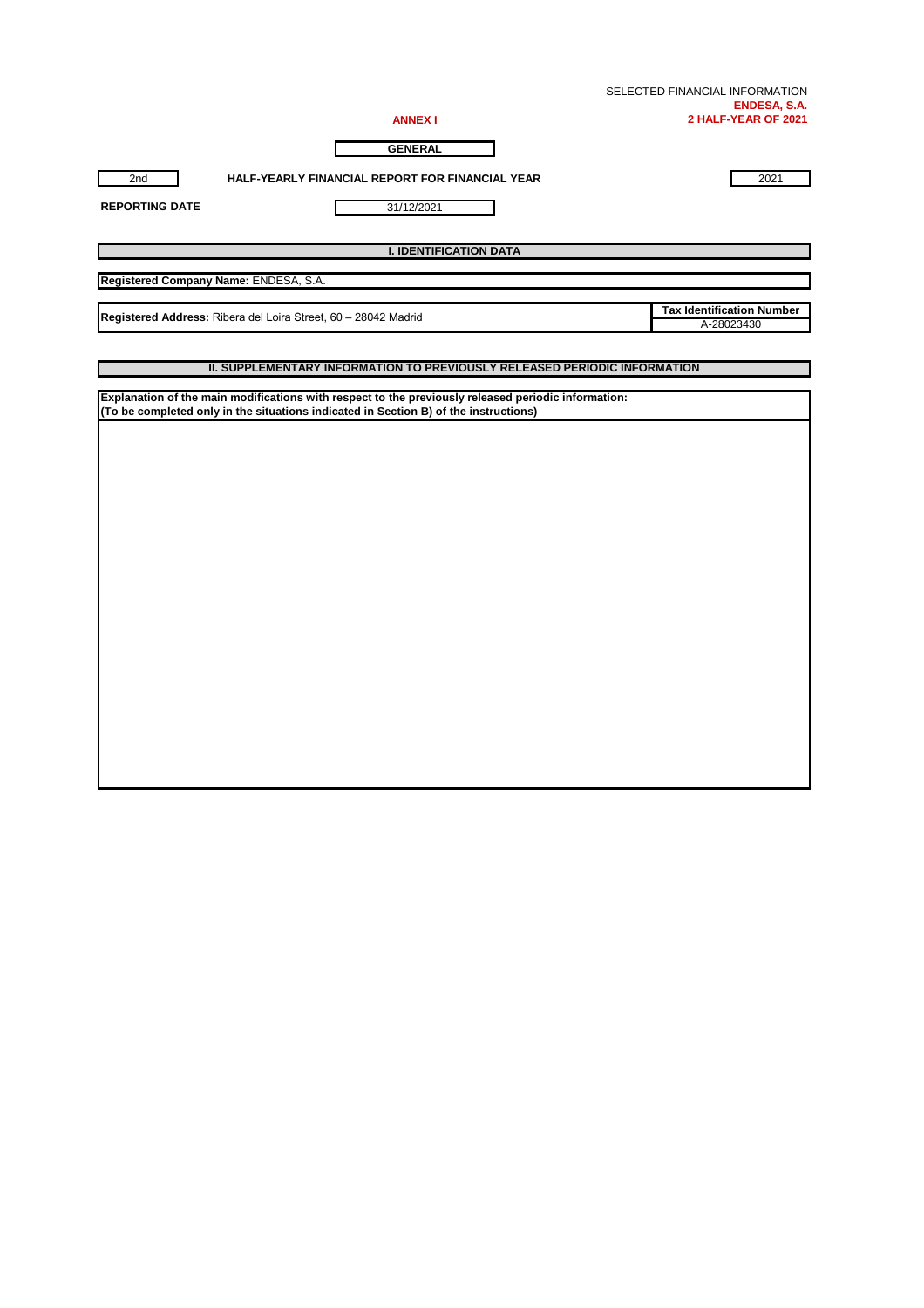SELECTED FINANCIAL INFORMATION
**ENDESA, S.A.**
**2 HALF-YEAR OF 2021**

**ANNEX I**

**GENERAL**

| 2nd | HALF-YEARLY FINANCIAL REPORT FOR FINANCIAL YEAR | 2021 |
|---|---|---|

**REPORTING DATE** 31/12/2021

## I. IDENTIFICATION DATA

**Registered Company Name:** ENDESA, S.A.

| **Registered Address:** Ribera del Loira Street, 60 – 28042 Madrid | **Tax Identification Number** |
|---|---|
| | A-28023430 |

## II. SUPPLEMENTARY INFORMATION TO PREVIOUSLY RELEASED PERIODIC INFORMATION

**Explanation of the main modifications with respect to the previously released periodic information:**
**(To be completed only in the situations indicated in Section B) of the instructions)**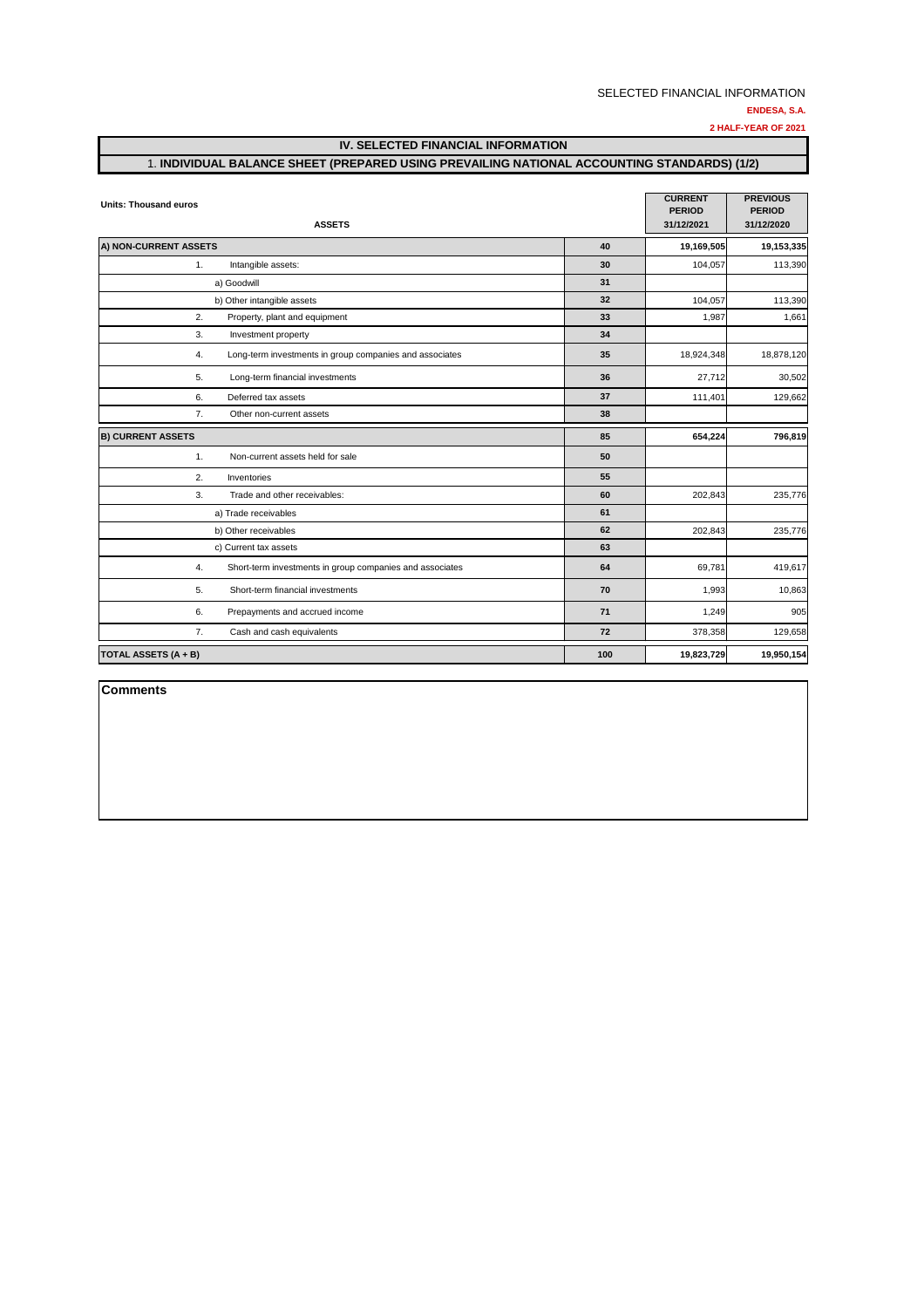SELECTED FINANCIAL INFORMATION

**ENDESA, S.A.**

**2 HALF-YEAR OF 2021**

## IV. SELECTED FINANCIAL INFORMATION

### 1. INDIVIDUAL BALANCE SHEET (PREPARED USING PREVAILING NATIONAL ACCOUNTING STANDARDS) (1/2)

Units: Thousand euros

| ASSETS | | CURRENT PERIOD 31/12/2021 | PREVIOUS PERIOD 31/12/2020 |
|---|---|---|---|
| **A) NON-CURRENT ASSETS** | **40** | **19,169,505** | **19,153,335** |
| 1. Intangible assets: | 30 | 104,057 | 113,390 |
| a) Goodwill | 31 | | |
| b) Other intangible assets | 32 | 104,057 | 113,390 |
| 2. Property, plant and equipment | 33 | 1,987 | 1,661 |
| 3. Investment property | 34 | | |
| 4. Long-term investments in group companies and associates | 35 | 18,924,348 | 18,878,120 |
| 5. Long-term financial investments | 36 | 27,712 | 30,502 |
| 6. Deferred tax assets | 37 | 111,401 | 129,662 |
| 7. Other non-current assets | 38 | | |
| **B) CURRENT ASSETS** | **85** | **654,224** | **796,819** |
| 1. Non-current assets held for sale | 50 | | |
| 2. Inventories | 55 | | |
| 3. Trade and other receivables: | 60 | 202,843 | 235,776 |
| a) Trade receivables | 61 | | |
| b) Other receivables | 62 | 202,843 | 235,776 |
| c) Current tax assets | 63 | | |
| 4. Short-term investments in group companies and associates | 64 | 69,781 | 419,617 |
| 5. Short-term financial investments | 70 | 1,993 | 10,863 |
| 6. Prepayments and accrued income | 71 | 1,249 | 905 |
| 7. Cash and cash equivalents | 72 | 378,358 | 129,658 |
| **TOTAL ASSETS (A + B)** | **100** | **19,823,729** | **19,950,154** |

**Comments**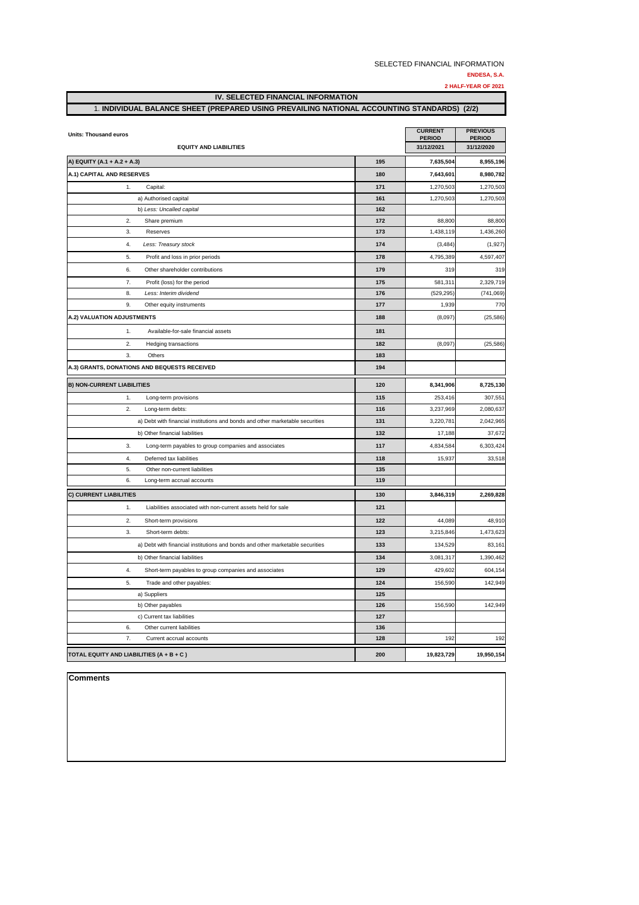SELECTED FINANCIAL INFORMATION

**ENDESA, S.A.**

**2 HALF-YEAR OF 2021**

## IV. SELECTED FINANCIAL INFORMATION

## 1. INDIVIDUAL BALANCE SHEET (PREPARED USING PREVAILING NATIONAL ACCOUNTING STANDARDS) (2/2)

| Units: Thousand euros | | CURRENT PERIOD | PREVIOUS PERIOD |
|---|---|---|---|
| EQUITY AND LIABILITIES | | 31/12/2021 | 31/12/2020 |
| **A) EQUITY (A.1 + A.2 + A.3)** | 195 | 7,635,504 | 8,955,196 |
| **A.1) CAPITAL AND RESERVES** | 180 | 7,643,601 | 8,980,782 |
| 1. Capital: | 171 | 1,270,503 | 1,270,503 |
| a) Authorised capital | 161 | 1,270,503 | 1,270,503 |
| b) *Less: Uncalled capital* | 162 | | |
| 2. Share premium | 172 | 88,800 | 88,800 |
| 3. Reserves | 173 | 1,438,119 | 1,436,260 |
| 4. *Less: Treasury stock* | 174 | (3,484) | (1,927) |
| 5. Profit and loss in prior periods | 178 | 4,795,389 | 4,597,407 |
| 6. Other shareholder contributions | 179 | 319 | 319 |
| 7. Profit (loss) for the period | 175 | 581,311 | 2,329,719 |
| 8. *Less: Interim dividend* | 176 | (529,295) | (741,069) |
| 9. Other equity instruments | 177 | 1,939 | 770 |
| **A.2) VALUATION ADJUSTMENTS** | 188 | (8,097) | (25,586) |
| 1. Available-for-sale financial assets | 181 | | |
| 2. Hedging transactions | 182 | (8,097) | (25,586) |
| 3. Others | 183 | | |
| **A.3) GRANTS, DONATIONS AND BEQUESTS RECEIVED** | 194 | | |
| **B) NON-CURRENT LIABILITIES** | 120 | 8,341,906 | 8,725,130 |
| 1. Long-term provisions | 115 | 253,416 | 307,551 |
| 2. Long-term debts: | 116 | 3,237,969 | 2,080,637 |
| a) Debt with financial institutions and bonds and other marketable securities | 131 | 3,220,781 | 2,042,965 |
| b) Other financial liabilities | 132 | 17,188 | 37,672 |
| 3. Long-term payables to group companies and associates | 117 | 4,834,584 | 6,303,424 |
| 4. Deferred tax liabilities | 118 | 15,937 | 33,518 |
| 5. Other non-current liabilities | 135 | | |
| 6. Long-term accrual accounts | 119 | | |
| **C) CURRENT LIABILITIES** | 130 | 3,846,319 | 2,269,828 |
| 1. Liabilities associated with non-current assets held for sale | 121 | | |
| 2. Short-term provisions | 122 | 44,089 | 48,910 |
| 3. Short-term debts: | 123 | 3,215,846 | 1,473,623 |
| a) Debt with financial institutions and bonds and other marketable securities | 133 | 134,529 | 83,161 |
| b) Other financial liabilities | 134 | 3,081,317 | 1,390,462 |
| 4. Short-term payables to group companies and associates | 129 | 429,602 | 604,154 |
| 5. Trade and other payables: | 124 | 156,590 | 142,949 |
| a) Suppliers | 125 | | |
| b) Other payables | 126 | 156,590 | 142,949 |
| c) Current tax liabilities | 127 | | |
| 6. Other current liabilities | 136 | | |
| 7. Current accrual accounts | 128 | 192 | 192 |
| **TOTAL EQUITY AND LIABILITIES (A + B + C )** | 200 | 19,823,729 | 19,950,154 |

**Comments**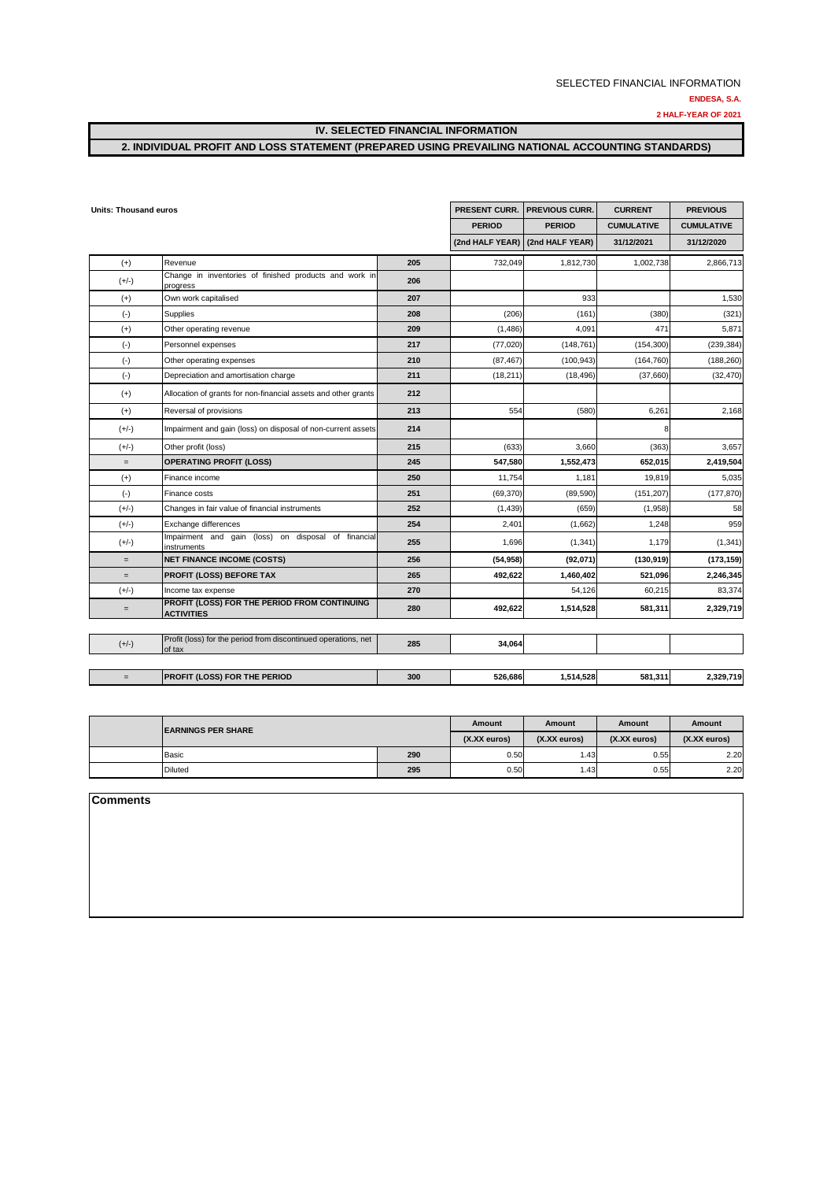SELECTED FINANCIAL INFORMATION

**ENDESA, S.A.**

**2 HALF-YEAR OF 2021**

## IV. SELECTED FINANCIAL INFORMATION

## 2. INDIVIDUAL PROFIT AND LOSS STATEMENT (PREPARED USING PREVAILING NATIONAL ACCOUNTING STANDARDS)

**Units: Thousand euros**

| | | | PRESENT CURR. PERIOD (2nd HALF YEAR) | PREVIOUS CURR. PERIOD (2nd HALF YEAR) | CURRENT CUMULATIVE 31/12/2021 | PREVIOUS CUMULATIVE 31/12/2020 |
|---|---|---|---|---|---|---|
| (+) | Revenue | 205 | 732,049 | 1,812,730 | 1,002,738 | 2,866,713 |
| (+/-) | Change in inventories of finished products and work in progress | 206 | | | | |
| (+) | Own work capitalised | 207 | | 933 | | 1,530 |
| (-) | Supplies | 208 | (206) | (161) | (380) | (321) |
| (+) | Other operating revenue | 209 | (1,486) | 4,091 | 471 | 5,871 |
| (-) | Personnel expenses | 217 | (77,020) | (148,761) | (154,300) | (239,384) |
| (-) | Other operating expenses | 210 | (87,467) | (100,943) | (164,760) | (188,260) |
| (-) | Depreciation and amortisation charge | 211 | (18,211) | (18,496) | (37,660) | (32,470) |
| (+) | Allocation of grants for non-financial assets and other grants | 212 | | | | |
| (+) | Reversal of provisions | 213 | 554 | (580) | 6,261 | 2,168 |
| (+/-) | Impairment and gain (loss) on disposal of non-current assets | 214 | | | 8 | |
| (+/-) | Other profit (loss) | 215 | (633) | 3,660 | (363) | 3,657 |
| = | **OPERATING PROFIT (LOSS)** | 245 | **547,580** | **1,552,473** | **652,015** | **2,419,504** |
| (+) | Finance income | 250 | 11,754 | 1,181 | 19,819 | 5,035 |
| (-) | Finance costs | 251 | (69,370) | (89,590) | (151,207) | (177,870) |
| (+/-) | Changes in fair value of financial instruments | 252 | (1,439) | (659) | (1,958) | 58 |
| (+/-) | Exchange differences | 254 | 2,401 | (1,662) | 1,248 | 959 |
| (+/-) | Impairment and gain (loss) on disposal of financial instruments | 255 | 1,696 | (1,341) | 1,179 | (1,341) |
| = | **NET FINANCE INCOME (COSTS)** | 256 | **(54,958)** | **(92,071)** | **(130,919)** | **(173,159)** |
| = | **PROFIT (LOSS) BEFORE TAX** | 265 | **492,622** | **1,460,402** | **521,096** | **2,246,345** |
| (+/-) | Income tax expense | 270 | | 54,126 | 60,215 | 83,374 |
| = | **PROFIT (LOSS) FOR THE PERIOD FROM CONTINUING ACTIVITIES** | 280 | **492,622** | **1,514,528** | **581,311** | **2,329,719** |
| (+/-) | Profit (loss) for the period from discontinued operations, net of tax | 285 | **34,064** | | | |
| = | **PROFIT (LOSS) FOR THE PERIOD** | 300 | **526,686** | **1,514,528** | **581,311** | **2,329,719** |

| | EARNINGS PER SHARE | | Amount (X.XX euros) | Amount (X.XX euros) | Amount (X.XX euros) | Amount (X.XX euros) |
|---|---|---|---|---|---|---|
| | Basic | 290 | 0.50 | 1.43 | 0.55 | 2.20 |
| | Diluted | 295 | 0.50 | 1.43 | 0.55 | 2.20 |

**Comments**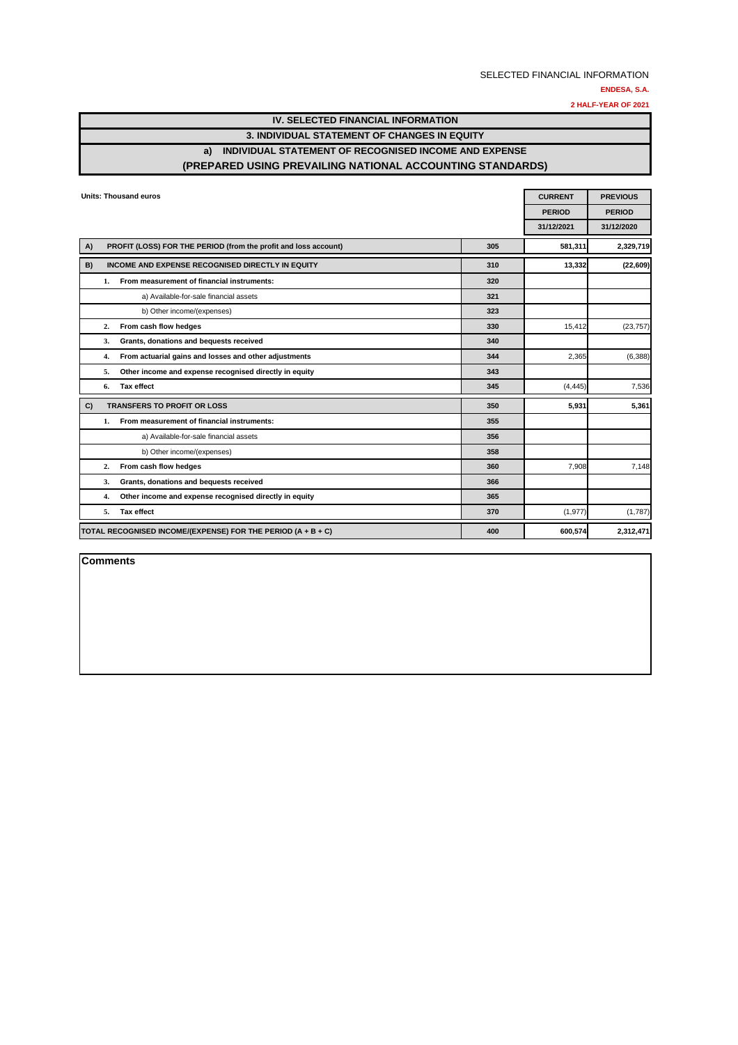SELECTED FINANCIAL INFORMATION

**ENDESA, S.A.**

**2 HALF-YEAR OF 2021**

# IV. SELECTED FINANCIAL INFORMATION

## 3. INDIVIDUAL STATEMENT OF CHANGES IN EQUITY

### a) INDIVIDUAL STATEMENT OF RECOGNISED INCOME AND EXPENSE (PREPARED USING PREVAILING NATIONAL ACCOUNTING STANDARDS)

| Units: Thousand euros | | CURRENT PERIOD 31/12/2021 | PREVIOUS PERIOD 31/12/2020 |
|---|---|---|---|
| **A) PROFIT (LOSS) FOR THE PERIOD (from the profit and loss account)** | 305 | **581,311** | **2,329,719** |
| **B) INCOME AND EXPENSE RECOGNISED DIRECTLY IN EQUITY** | 310 | **13,332** | **(22,609)** |
| **1. From measurement of financial instruments:** | 320 | | |
| a) Available-for-sale financial assets | 321 | | |
| b) Other income/(expenses) | 323 | | |
| **2. From cash flow hedges** | 330 | 15,412 | (23,757) |
| **3. Grants, donations and bequests received** | 340 | | |
| **4. From actuarial gains and losses and other adjustments** | 344 | 2,365 | (6,388) |
| **5. Other income and expense recognised directly in equity** | 343 | | |
| **6. Tax effect** | 345 | (4,445) | 7,536 |
| **C) TRANSFERS TO PROFIT OR LOSS** | 350 | **5,931** | **5,361** |
| **1. From measurement of financial instruments:** | 355 | | |
| a) Available-for-sale financial assets | 356 | | |
| b) Other income/(expenses) | 358 | | |
| **2. From cash flow hedges** | 360 | 7,908 | 7,148 |
| **3. Grants, donations and bequests received** | 366 | | |
| **4. Other income and expense recognised directly in equity** | 365 | | |
| **5. Tax effect** | 370 | (1,977) | (1,787) |
| **TOTAL RECOGNISED INCOME/(EXPENSE) FOR THE PERIOD (A + B + C)** | 400 | **600,574** | **2,312,471** |

**Comments**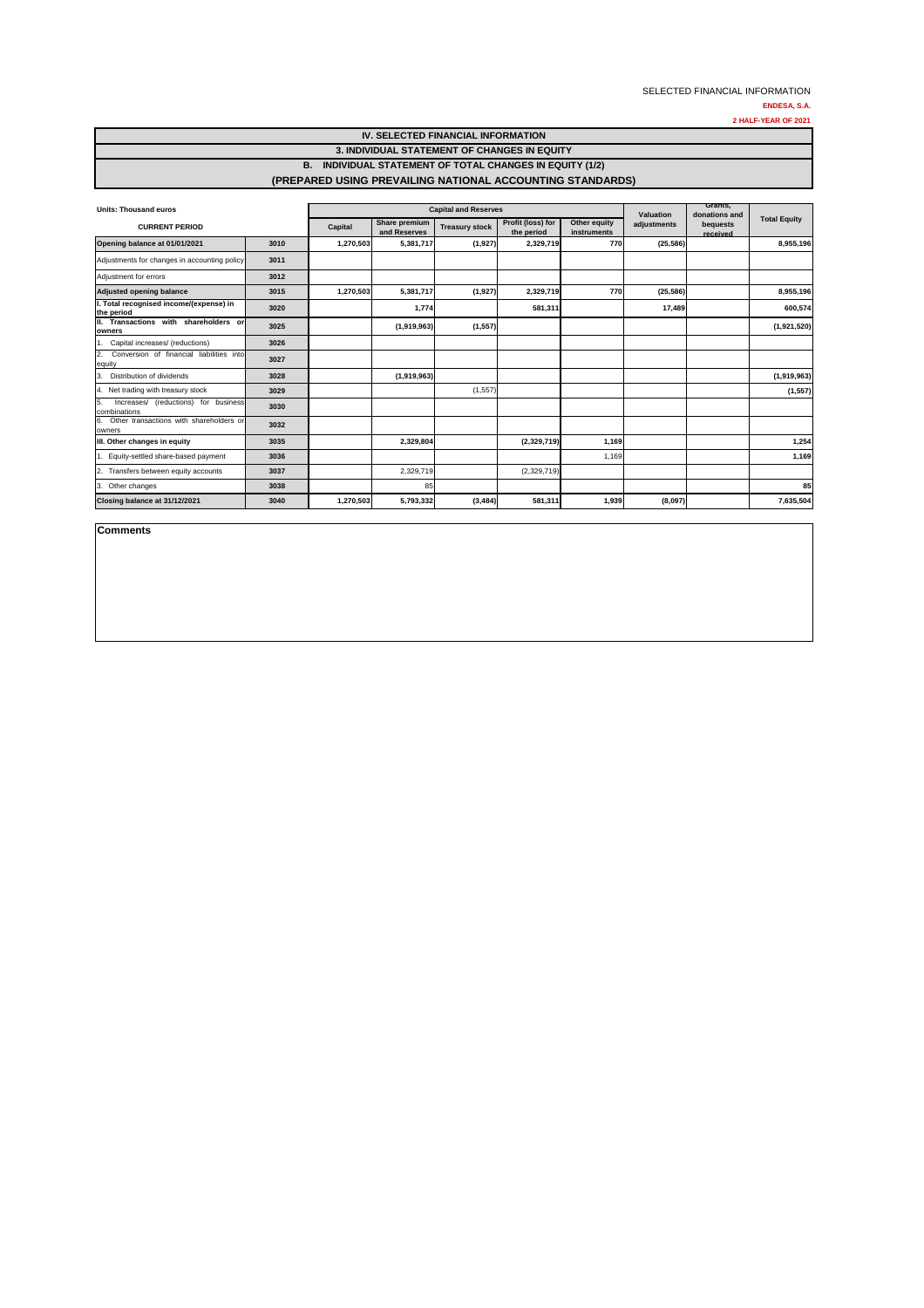SELECTED FINANCIAL INFORMATION

**ENDESA, S.A.**

**2 HALF-YEAR OF 2021**

# IV. SELECTED FINANCIAL INFORMATION

## 3. INDIVIDUAL STATEMENT OF CHANGES IN EQUITY

### B. INDIVIDUAL STATEMENT OF TOTAL CHANGES IN EQUITY (1/2)

### (PREPARED USING PREVAILING NATIONAL ACCOUNTING STANDARDS)

| Units: Thousand euros | | Capital and Reserves | | | | | Valuation adjustments | Grants, donations and bequests received | Total Equity |
|---|---|---|---|---|---|---|---|---|---|
| CURRENT PERIOD | | Capital | Share premium and Reserves | Treasury stock | Profit (loss) for the period | Other equity instruments | | | |
| **Opening balance at 01/01/2021** | 3010 | 1,270,503 | 5,381,717 | (1,927) | 2,329,719 | 770 | (25,586) | | 8,955,196 |
| Adjustments for changes in accounting policy | 3011 | | | | | | | | |
| Adjustment for errors | 3012 | | | | | | | | |
| **Adjusted opening balance** | 3015 | 1,270,503 | 5,381,717 | (1,927) | 2,329,719 | 770 | (25,586) | | 8,955,196 |
| **I. Total recognised income/(expense) in the period** | 3020 | | 1,774 | | 581,311 | | 17,489 | | 600,574 |
| **II. Transactions with shareholders or owners** | 3025 | | (1,919,963) | (1,557) | | | | | (1,921,520) |
| 1. Capital increases/ (reductions) | 3026 | | | | | | | | |
| 2. Conversion of financial liabilities into equity | 3027 | | | | | | | | |
| 3. Distribution of dividends | 3028 | | (1,919,963) | | | | | | (1,919,963) |
| 4. Net trading with treasury stock | 3029 | | | (1,557) | | | | | (1,557) |
| 5. Increases/ (reductions) for business combinations | 3030 | | | | | | | | |
| 6. Other transactions with shareholders or owners | 3032 | | | | | | | | |
| **III. Other changes in equity** | 3035 | | 2,329,804 | | (2,329,719) | 1,169 | | | 1,254 |
| 1. Equity-settled share-based payment | 3036 | | | | | 1,169 | | | 1,169 |
| 2. Transfers between equity accounts | 3037 | | 2,329,719 | | (2,329,719) | | | | |
| 3. Other changes | 3038 | | 85 | | | | | | 85 |
| **Closing balance at 31/12/2021** | 3040 | 1,270,503 | 5,793,332 | (3,484) | 581,311 | 1,939 | (8,097) | | 7,635,504 |

**Comments**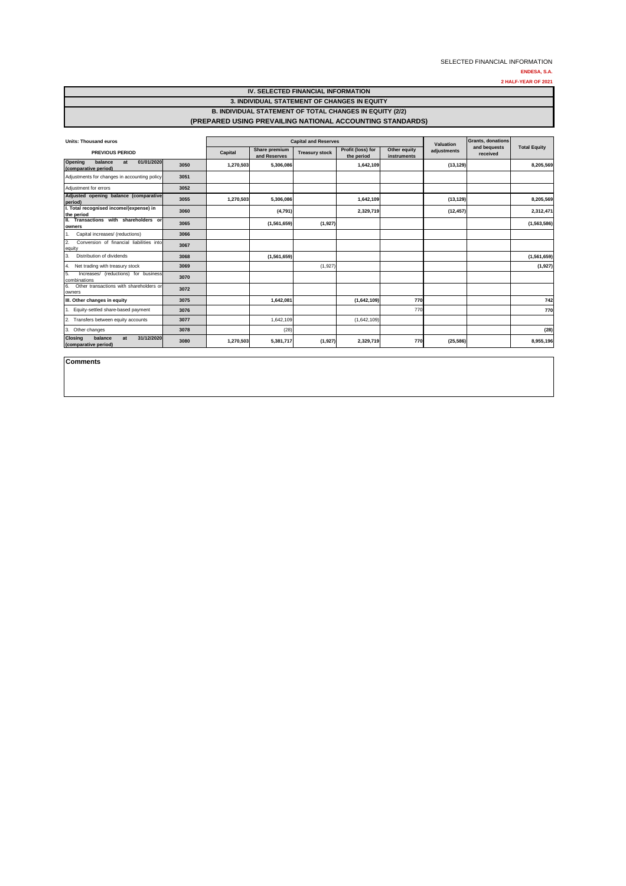SELECTED FINANCIAL INFORMATION

**ENDESA, S.A.**

**2 HALF-YEAR OF 2021**

# IV. SELECTED FINANCIAL INFORMATION

## 3. INDIVIDUAL STATEMENT OF CHANGES IN EQUITY

### B. INDIVIDUAL STATEMENT OF TOTAL CHANGES IN EQUITY (2/2)

### (PREPARED USING PREVAILING NATIONAL ACCOUNTING STANDARDS)

| Units: Thousand euros | | Capital and Reserves | | | | | Valuation adjustments | Grants, donations and bequests received | Total Equity |
|---|---|---|---|---|---|---|---|---|---|
| PREVIOUS PERIOD | | Capital | Share premium and Reserves | Treasury stock | Profit (loss) for the period | Other equity instruments | | | |
| **Opening balance at 01/01/2020 (comparative period)** | 3050 | 1,270,503 | 5,306,086 | | 1,642,109 | | (13,129) | | 8,205,569 |
| Adjustments for changes in accounting policy | 3051 | | | | | | | | |
| Adjustment for errors | 3052 | | | | | | | | |
| **Adjusted opening balance (comparative period)** | 3055 | 1,270,503 | 5,306,086 | | 1,642,109 | | (13,129) | | 8,205,569 |
| **I. Total recognised income/(expense) in the period** | 3060 | | (4,791) | | 2,329,719 | | (12,457) | | 2,312,471 |
| **II. Transactions with shareholders or owners** | 3065 | | (1,561,659) | (1,927) | | | | | (1,563,586) |
| 1. Capital increases/ (reductions) | 3066 | | | | | | | | |
| 2. Conversion of financial liabilities into equity | 3067 | | | | | | | | |
| 3. Distribution of dividends | 3068 | | (1,561,659) | | | | | | (1,561,659) |
| 4. Net trading with treasury stock | 3069 | | | (1,927) | | | | | (1,927) |
| 5. Increases/ (reductions) for business combinations | 3070 | | | | | | | | |
| 6. Other transactions with shareholders or owners | 3072 | | | | | | | | |
| **III. Other changes in equity** | 3075 | | 1,642,081 | | (1,642,109) | 770 | | | 742 |
| 1. Equity-settled share-based payment | 3076 | | | | | 770 | | | 770 |
| 2. Transfers between equity accounts | 3077 | | 1,642,109 | | (1,642,109) | | | | |
| 3. Other changes | 3078 | | (28) | | | | | | (28) |
| **Closing balance at 31/12/2020 (comparative period)** | 3080 | 1,270,503 | 5,381,717 | (1,927) | 2,329,719 | 770 | (25,586) | | 8,955,196 |

**Comments**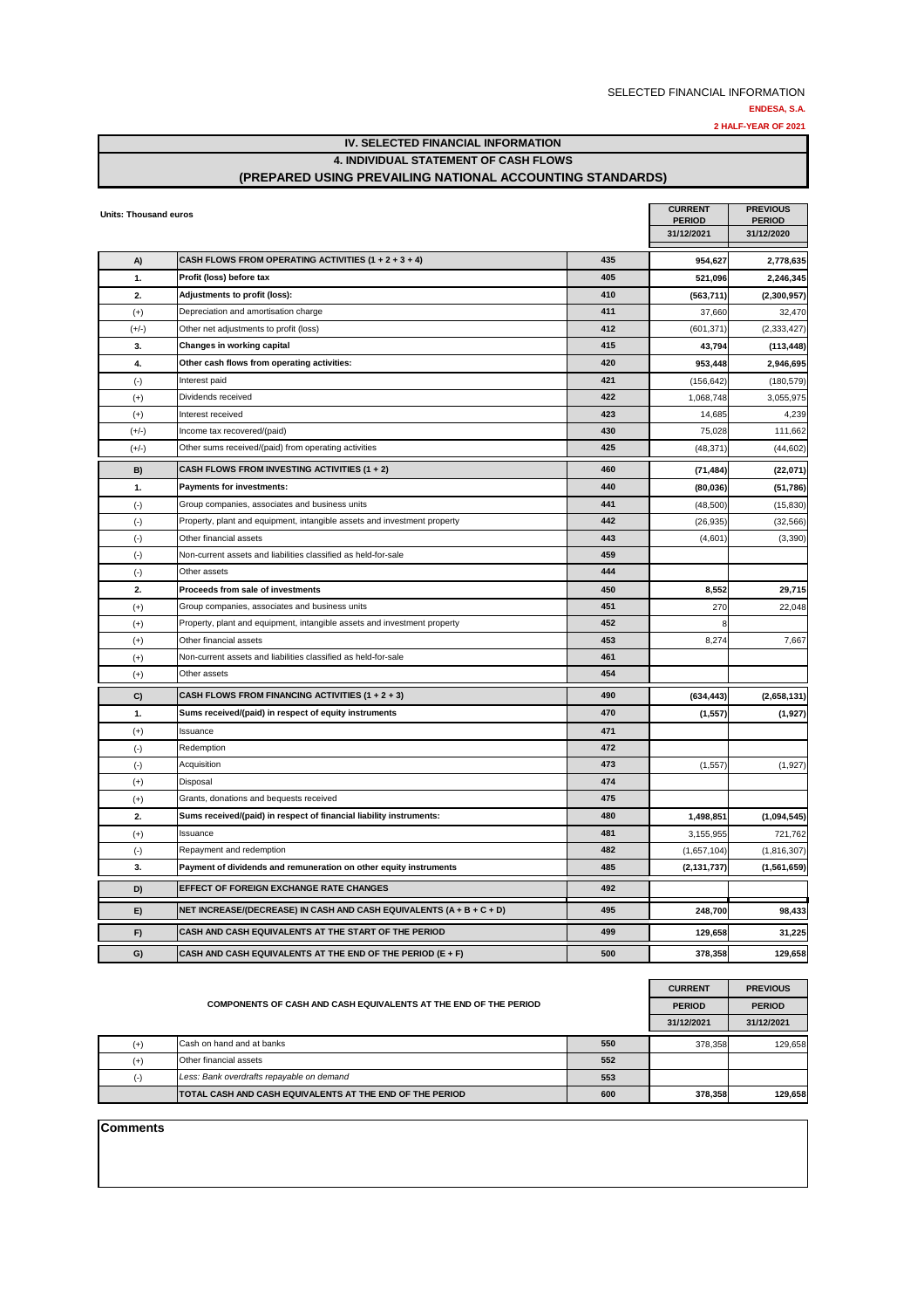SELECTED FINANCIAL INFORMATION

**ENDESA, S.A.**

**2 HALF-YEAR OF 2021**

# IV. SELECTED FINANCIAL INFORMATION

## 4. INDIVIDUAL STATEMENT OF CASH FLOWS

## (PREPARED USING PREVAILING NATIONAL ACCOUNTING STANDARDS)

Units: Thousand euros

| | | | CURRENT PERIOD 31/12/2021 | PREVIOUS PERIOD 31/12/2020 |
|---|---|---|---|---|
| **A)** | **CASH FLOWS FROM OPERATING ACTIVITIES (1 + 2 + 3 + 4)** | 435 | **954,627** | **2,778,635** |
| **1.** | **Profit (loss) before tax** | 405 | **521,096** | **2,246,345** |
| **2.** | **Adjustments to profit (loss):** | 410 | **(563,711)** | **(2,300,957)** |
| (+) | Depreciation and amortisation charge | 411 | 37,660 | 32,470 |
| (+/-) | Other net adjustments to profit (loss) | 412 | (601,371) | (2,333,427) |
| **3.** | **Changes in working capital** | 415 | **43,794** | **(113,448)** |
| **4.** | **Other cash flows from operating activities:** | 420 | **953,448** | **2,946,695** |
| (-) | Interest paid | 421 | (156,642) | (180,579) |
| (+) | Dividends received | 422 | 1,068,748 | 3,055,975 |
| (+) | Interest received | 423 | 14,685 | 4,239 |
| (+/-) | Income tax recovered/(paid) | 430 | 75,028 | 111,662 |
| (+/-) | Other sums received/(paid) from operating activities | 425 | (48,371) | (44,602) |
| **B)** | **CASH FLOWS FROM INVESTING ACTIVITIES (1 + 2)** | 460 | **(71,484)** | **(22,071)** |
| **1.** | **Payments for investments:** | 440 | **(80,036)** | **(51,786)** |
| (-) | Group companies, associates and business units | 441 | (48,500) | (15,830) |
| (-) | Property, plant and equipment, intangible assets and investment property | 442 | (26,935) | (32,566) |
| (-) | Other financial assets | 443 | (4,601) | (3,390) |
| (-) | Non-current assets and liabilities classified as held-for-sale | 459 | | |
| (-) | Other assets | 444 | | |
| **2.** | **Proceeds from sale of investments** | 450 | **8,552** | **29,715** |
| (+) | Group companies, associates and business units | 451 | 270 | 22,048 |
| (+) | Property, plant and equipment, intangible assets and investment property | 452 | 8 | |
| (+) | Other financial assets | 453 | 8,274 | 7,667 |
| (+) | Non-current assets and liabilities classified as held-for-sale | 461 | | |
| (+) | Other assets | 454 | | |
| **C)** | **CASH FLOWS FROM FINANCING ACTIVITIES (1 + 2 + 3)** | 490 | **(634,443)** | **(2,658,131)** |
| **1.** | **Sums received/(paid) in respect of equity instruments** | 470 | **(1,557)** | **(1,927)** |
| (+) | Issuance | 471 | | |
| (-) | Redemption | 472 | | |
| (-) | Acquisition | 473 | (1,557) | (1,927) |
| (+) | Disposal | 474 | | |
| (+) | Grants, donations and bequests received | 475 | | |
| **2.** | **Sums received/(paid) in respect of financial liability instruments:** | 480 | **1,498,851** | **(1,094,545)** |
| (+) | Issuance | 481 | 3,155,955 | 721,762 |
| (-) | Repayment and redemption | 482 | (1,657,104) | (1,816,307) |
| **3.** | **Payment of dividends and remuneration on other equity instruments** | 485 | **(2,131,737)** | **(1,561,659)** |
| **D)** | **EFFECT OF FOREIGN EXCHANGE RATE CHANGES** | 492 | | |
| **E)** | **NET INCREASE/(DECREASE) IN CASH AND CASH EQUIVALENTS (A + B + C + D)** | 495 | **248,700** | **98,433** |
| **F)** | **CASH AND CASH EQUIVALENTS AT THE START OF THE PERIOD** | 499 | **129,658** | **31,225** |
| **G)** | **CASH AND CASH EQUIVALENTS AT THE END OF THE PERIOD (E + F)** | 500 | **378,358** | **129,658** |

| COMPONENTS OF CASH AND CASH EQUIVALENTS AT THE END OF THE PERIOD | | | CURRENT PERIOD 31/12/2021 | PREVIOUS PERIOD 31/12/2021 |
|---|---|---|---|---|
| (+) | Cash on hand and at banks | 550 | 378,358 | 129,658 |
| (+) | Other financial assets | 552 | | |
| (-) | *Less: Bank overdrafts repayable on demand* | 553 | | |
| | **TOTAL CASH AND CASH EQUIVALENTS AT THE END OF THE PERIOD** | 600 | **378,358** | **129,658** |

**Comments**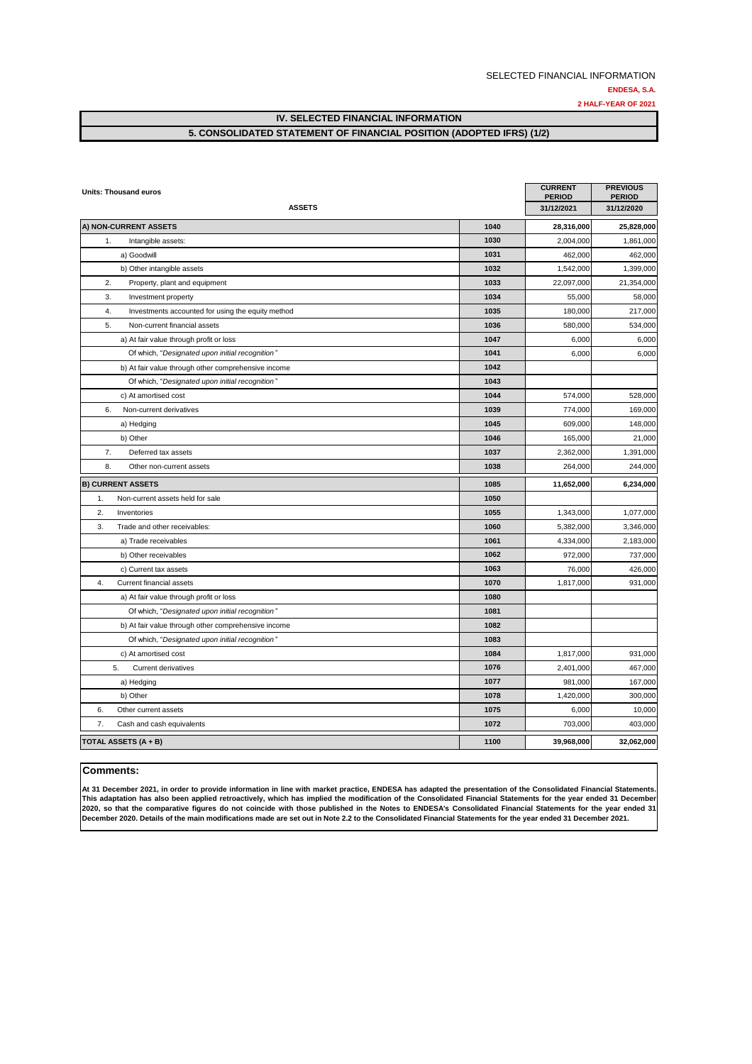SELECTED FINANCIAL INFORMATION

**ENDESA, S.A.**

**2 HALF-YEAR OF 2021**

## IV. SELECTED FINANCIAL INFORMATION

## 5. CONSOLIDATED STATEMENT OF FINANCIAL POSITION (ADOPTED IFRS) (1/2)

| Units: Thousand euros<br>ASSETS | | CURRENT PERIOD<br>31/12/2021 | PREVIOUS PERIOD<br>31/12/2020 |
|---|---|---|---|
| **A) NON-CURRENT ASSETS** | **1040** | **28,316,000** | **25,828,000** |
| 1. Intangible assets: | **1030** | 2,004,000 | 1,861,000 |
| a) Goodwill | **1031** | 462,000 | 462,000 |
| b) Other intangible assets | **1032** | 1,542,000 | 1,399,000 |
| 2. Property, plant and equipment | **1033** | 22,097,000 | 21,354,000 |
| 3. Investment property | **1034** | 55,000 | 58,000 |
| 4. Investments accounted for using the equity method | **1035** | 180,000 | 217,000 |
| 5. Non-current financial assets | **1036** | 580,000 | 534,000 |
| a) At fair value through profit or loss | **1047** | 6,000 | 6,000 |
| Of which, *"Designated upon initial recognition"* | **1041** | 6,000 | 6,000 |
| b) At fair value through other comprehensive income | **1042** | | |
| Of which, *"Designated upon initial recognition"* | **1043** | | |
| c) At amortised cost | **1044** | 574,000 | 528,000 |
| 6. Non-current derivatives | **1039** | 774,000 | 169,000 |
| a) Hedging | **1045** | 609,000 | 148,000 |
| b) Other | **1046** | 165,000 | 21,000 |
| 7. Deferred tax assets | **1037** | 2,362,000 | 1,391,000 |
| 8. Other non-current assets | **1038** | 264,000 | 244,000 |
| **B) CURRENT ASSETS** | **1085** | **11,652,000** | **6,234,000** |
| 1. Non-current assets held for sale | **1050** | | |
| 2. Inventories | **1055** | 1,343,000 | 1,077,000 |
| 3. Trade and other receivables: | **1060** | 5,382,000 | 3,346,000 |
| a) Trade receivables | **1061** | 4,334,000 | 2,183,000 |
| b) Other receivables | **1062** | 972,000 | 737,000 |
| c) Current tax assets | **1063** | 76,000 | 426,000 |
| 4. Current financial assets | **1070** | 1,817,000 | 931,000 |
| a) At fair value through profit or loss | **1080** | | |
| Of which, *"Designated upon initial recognition"* | **1081** | | |
| b) At fair value through other comprehensive income | **1082** | | |
| Of which, *"Designated upon initial recognition"* | **1083** | | |
| c) At amortised cost | **1084** | 1,817,000 | 931,000 |
| 5. Current derivatives | **1076** | 2,401,000 | 467,000 |
| a) Hedging | **1077** | 981,000 | 167,000 |
| b) Other | **1078** | 1,420,000 | 300,000 |
| 6. Other current assets | **1075** | 6,000 | 10,000 |
| 7. Cash and cash equivalents | **1072** | 703,000 | 403,000 |
| **TOTAL ASSETS (A + B)** | **1100** | **39,968,000** | **32,062,000** |

**Comments:**

**At 31 December 2021, in order to provide information in line with market practice, ENDESA has adapted the presentation of the Consolidated Financial Statements. This adaptation has also been applied retroactively, which has implied the modification of the Consolidated Financial Statements for the year ended 31 December 2020, so that the comparative figures do not coincide with those published in the Notes to ENDESA's Consolidated Financial Statements for the year ended 31 December 2020. Details of the main modifications made are set out in Note 2.2 to the Consolidated Financial Statements for the year ended 31 December 2021.**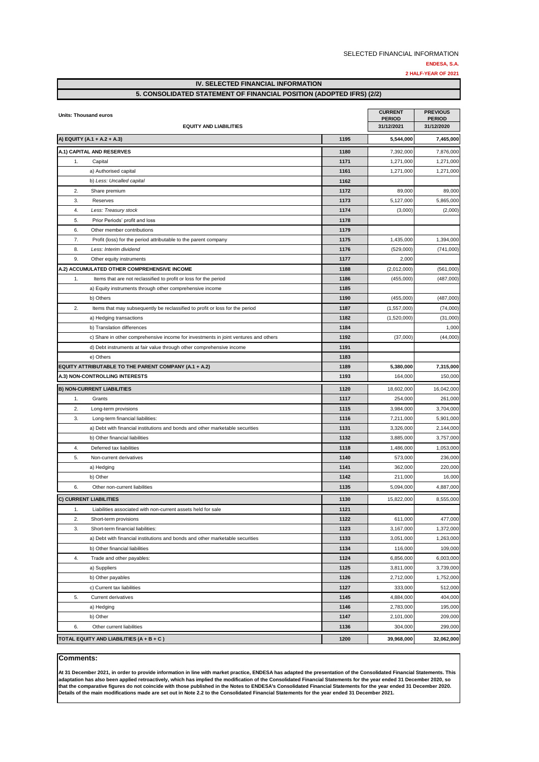SELECTED FINANCIAL INFORMATION

**ENDESA, S.A.**

**2 HALF-YEAR OF 2021**

## IV. SELECTED FINANCIAL INFORMATION

## 5. CONSOLIDATED STATEMENT OF FINANCIAL POSITION (ADOPTED IFRS) (2/2)

**Units: Thousand euros**

| EQUITY AND LIABILITIES | | CURRENT PERIOD 31/12/2021 | PREVIOUS PERIOD 31/12/2020 |
|---|---|---|---|
| **A) EQUITY (A.1 + A.2 + A.3)** | 1195 | **5,544,000** | **7,465,000** |
| **A.1) CAPITAL AND RESERVES** | 1180 | 7,392,000 | 7,876,000 |
| 1. Capital | 1171 | 1,271,000 | 1,271,000 |
| a) Authorised capital | 1161 | 1,271,000 | 1,271,000 |
| b) *Less: Uncalled capital* | 1162 | | |
| 2. Share premium | 1172 | 89,000 | 89,000 |
| 3. Reserves | 1173 | 5,127,000 | 5,865,000 |
| 4. *Less: Treasury stock* | 1174 | (3,000) | (2,000) |
| 5. Prior Periods' profit and loss | 1178 | | |
| 6. Other member contributions | 1179 | | |
| 7. Profit (loss) for the period attributable to the parent company | 1175 | 1,435,000 | 1,394,000 |
| 8. *Less: Interim dividend* | 1176 | (529,000) | (741,000) |
| 9. Other equity instruments | 1177 | 2,000 | |
| **A.2) ACCUMULATED OTHER COMPREHENSIVE INCOME** | 1188 | (2,012,000) | (561,000) |
| 1. Items that are not reclassified to profit or loss for the period | 1186 | (455,000) | (487,000) |
| a) Equity instruments through other comprehensive income | 1185 | | |
| b) Others | 1190 | (455,000) | (487,000) |
| 2. Items that may subsequently be reclassified to profit or loss for the period | 1187 | (1,557,000) | (74,000) |
| a) Hedging transactions | 1182 | (1,520,000) | (31,000) |
| b) Translation differences | 1184 | | 1,000 |
| c) Share in other comprehensive income for investments in joint ventures and others | 1192 | (37,000) | (44,000) |
| d) Debt instruments at fair value through other comprehensive income | 1191 | | |
| e) Others | 1183 | | |
| **EQUITY ATTRIBUTABLE TO THE PARENT COMPANY (A.1 + A.2)** | 1189 | **5,380,000** | **7,315,000** |
| **A.3) NON-CONTROLLING INTERESTS** | 1193 | 164,000 | 150,000 |
| **B) NON-CURRENT LIABILITIES** | 1120 | 18,602,000 | 16,042,000 |
| 1. Grants | 1117 | 254,000 | 261,000 |
| 2. Long-term provisions | 1115 | 3,984,000 | 3,704,000 |
| 3. Long-term financial liabilities: | 1116 | 7,211,000 | 5,901,000 |
| a) Debt with financial institutions and bonds and other marketable securities | 1131 | 3,326,000 | 2,144,000 |
| b) Other financial liabilities | 1132 | 3,885,000 | 3,757,000 |
| 4. Deferred tax liabilities | 1118 | 1,486,000 | 1,053,000 |
| 5. Non-current derivatives | 1140 | 573,000 | 236,000 |
| a) Hedging | 1141 | 362,000 | 220,000 |
| b) Other | 1142 | 211,000 | 16,000 |
| 6. Other non-current liabilities | 1135 | 5,094,000 | 4,887,000 |
| **C) CURRENT LIABILITIES** | 1130 | 15,822,000 | 8,555,000 |
| 1. Liabilities associated with non-current assets held for sale | 1121 | | |
| 2. Short-term provisions | 1122 | 611,000 | 477,000 |
| 3. Short-term financial liabilities: | 1123 | 3,167,000 | 1,372,000 |
| a) Debt with financial institutions and bonds and other marketable securities | 1133 | 3,051,000 | 1,263,000 |
| b) Other financial liabilities | 1134 | 116,000 | 109,000 |
| 4. Trade and other payables: | 1124 | 6,856,000 | 6,003,000 |
| a) Suppliers | 1125 | 3,811,000 | 3,739,000 |
| b) Other payables | 1126 | 2,712,000 | 1,752,000 |
| c) Current tax liabilities | 1127 | 333,000 | 512,000 |
| 5. Current derivatives | 1145 | 4,884,000 | 404,000 |
| a) Hedging | 1146 | 2,783,000 | 195,000 |
| b) Other | 1147 | 2,101,000 | 209,000 |
| 6. Other current liabilities | 1136 | 304,000 | 299,000 |
| **TOTAL EQUITY AND LIABILITIES (A + B + C )** | 1200 | **39,968,000** | **32,062,000** |

**Comments:**

**At 31 December 2021, in order to provide information in line with market practice, ENDESA has adapted the presentation of the Consolidated Financial Statements. This adaptation has also been applied retroactively, which has implied the modification of the Consolidated Financial Statements for the year ended 31 December 2020, so that the comparative figures do not coincide with those published in the Notes to ENDESA's Consolidated Financial Statements for the year ended 31 December 2020. Details of the main modifications made are set out in Note 2.2 to the Consolidated Financial Statements for the year ended 31 December 2021.**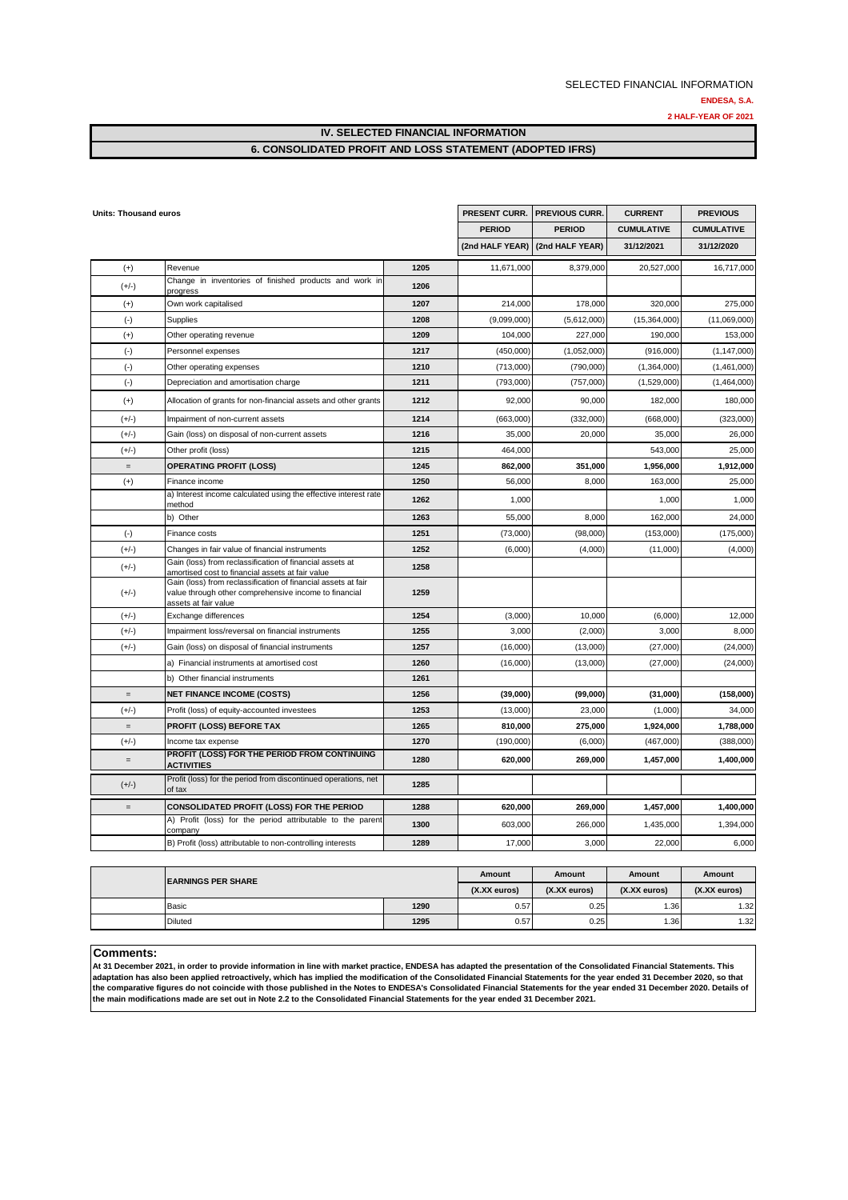SELECTED FINANCIAL INFORMATION

**ENDESA, S.A.**

**2 HALF-YEAR OF 2021**

## IV. SELECTED FINANCIAL INFORMATION

## 6. CONSOLIDATED PROFIT AND LOSS STATEMENT (ADOPTED IFRS)

| Units: Thousand euros | | | PRESENT CURR. PERIOD (2nd HALF YEAR) | PREVIOUS CURR. PERIOD (2nd HALF YEAR) | CURRENT CUMULATIVE 31/12/2021 | PREVIOUS CUMULATIVE 31/12/2020 |
|---|---|---|---|---|---|---|
| (+) | Revenue | 1205 | 11,671,000 | 8,379,000 | 20,527,000 | 16,717,000 |
| (+/-) | Change in inventories of finished products and work in progress | 1206 | | | | |
| (+) | Own work capitalised | 1207 | 214,000 | 178,000 | 320,000 | 275,000 |
| (-) | Supplies | 1208 | (9,099,000) | (5,612,000) | (15,364,000) | (11,069,000) |
| (+) | Other operating revenue | 1209 | 104,000 | 227,000 | 190,000 | 153,000 |
| (-) | Personnel expenses | 1217 | (450,000) | (1,052,000) | (916,000) | (1,147,000) |
| (-) | Other operating expenses | 1210 | (713,000) | (790,000) | (1,364,000) | (1,461,000) |
| (-) | Depreciation and amortisation charge | 1211 | (793,000) | (757,000) | (1,529,000) | (1,464,000) |
| (+) | Allocation of grants for non-financial assets and other grants | 1212 | 92,000 | 90,000 | 182,000 | 180,000 |
| (+/-) | Impairment of non-current assets | 1214 | (663,000) | (332,000) | (668,000) | (323,000) |
| (+/-) | Gain (loss) on disposal of non-current assets | 1216 | 35,000 | 20,000 | 35,000 | 26,000 |
| (+/-) | Other profit (loss) | 1215 | 464,000 | | 543,000 | 25,000 |
| = | **OPERATING PROFIT (LOSS)** | 1245 | **862,000** | **351,000** | **1,956,000** | **1,912,000** |
| (+) | Finance income | 1250 | 56,000 | 8,000 | 163,000 | 25,000 |
| | a) Interest income calculated using the effective interest rate method | 1262 | 1,000 | | 1,000 | 1,000 |
| | b) Other | 1263 | 55,000 | 8,000 | 162,000 | 24,000 |
| (-) | Finance costs | 1251 | (73,000) | (98,000) | (153,000) | (175,000) |
| (+/-) | Changes in fair value of financial instruments | 1252 | (6,000) | (4,000) | (11,000) | (4,000) |
| (+/-) | Gain (loss) from reclassification of financial assets at amortised cost to financial assets at fair value | 1258 | | | | |
| (+/-) | Gain (loss) from reclassification of financial assets at fair value through other comprehensive income to financial assets at fair value | 1259 | | | | |
| (+/-) | Exchange differences | 1254 | (3,000) | 10,000 | (6,000) | 12,000 |
| (+/-) | Impairment loss/reversal on financial instruments | 1255 | 3,000 | (2,000) | 3,000 | 8,000 |
| (+/-) | Gain (loss) on disposal of financial instruments | 1257 | (16,000) | (13,000) | (27,000) | (24,000) |
| | a) Financial instruments at amortised cost | 1260 | (16,000) | (13,000) | (27,000) | (24,000) |
| | b) Other financial instruments | 1261 | | | | |
| = | **NET FINANCE INCOME (COSTS)** | 1256 | **(39,000)** | **(99,000)** | **(31,000)** | **(158,000)** |
| (+/-) | Profit (loss) of equity-accounted investees | 1253 | (13,000) | 23,000 | (1,000) | 34,000 |
| = | **PROFIT (LOSS) BEFORE TAX** | 1265 | **810,000** | **275,000** | **1,924,000** | **1,788,000** |
| (+/-) | Income tax expense | 1270 | (190,000) | (6,000) | (467,000) | (388,000) |
| = | **PROFIT (LOSS) FOR THE PERIOD FROM CONTINUING ACTIVITIES** | 1280 | **620,000** | **269,000** | **1,457,000** | **1,400,000** |
| (+/-) | Profit (loss) for the period from discontinued operations, net of tax | 1285 | | | | |
| = | **CONSOLIDATED PROFIT (LOSS) FOR THE PERIOD** | 1288 | **620,000** | **269,000** | **1,457,000** | **1,400,000** |
| | A) Profit (loss) for the period attributable to the parent company | 1300 | 603,000 | 266,000 | 1,435,000 | 1,394,000 |
| | B) Profit (loss) attributable to non-controlling interests | 1289 | 17,000 | 3,000 | 22,000 | 6,000 |

| | EARNINGS PER SHARE | | Amount (X.XX euros) | Amount (X.XX euros) | Amount (X.XX euros) | Amount (X.XX euros) |
|---|---|---|---|---|---|---|
| | Basic | 1290 | 0.57 | 0.25 | 1.36 | 1.32 |
| | Diluted | 1295 | 0.57 | 0.25 | 1.36 | 1.32 |

**Comments:**

**At 31 December 2021, in order to provide information in line with market practice, ENDESA has adapted the presentation of the Consolidated Financial Statements. This adaptation has also been applied retroactively, which has implied the modification of the Consolidated Financial Statements for the year ended 31 December 2020, so that the comparative figures do not coincide with those published in the Notes to ENDESA's Consolidated Financial Statements for the year ended 31 December 2020. Details of the main modifications made are set out in Note 2.2 to the Consolidated Financial Statements for the year ended 31 December 2021.**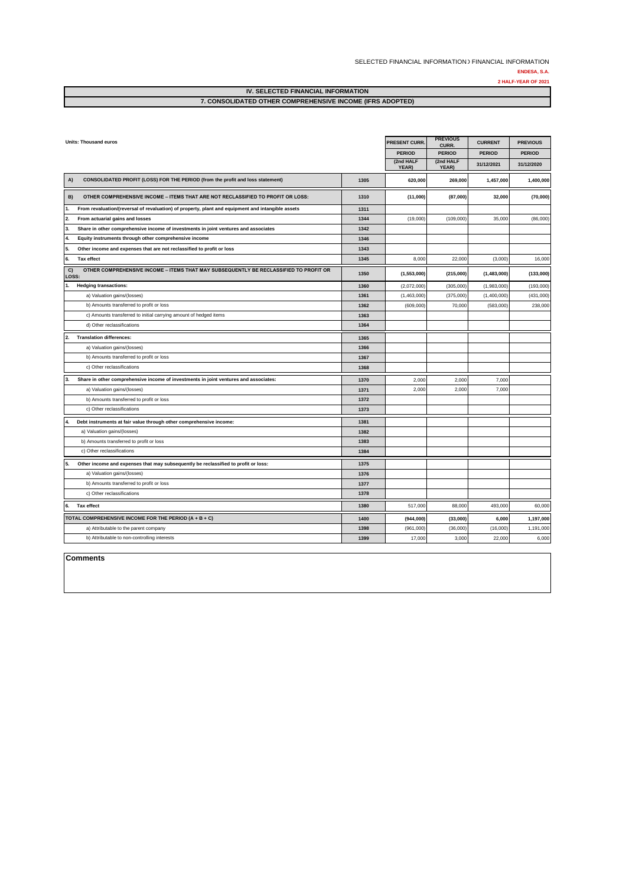SELECTED FINANCIAL INFORMATION ) FINANCIAL INFORMATION

**ENDESA, S.A.**

**2 HALF-YEAR OF 2021**

## IV. SELECTED FINANCIAL INFORMATION

## 7. CONSOLIDATED OTHER COMPREHENSIVE INCOME (IFRS ADOPTED)

| Units: Thousand euros | | PRESENT CURR. PERIOD (2nd HALF YEAR) | PREVIOUS CURR. PERIOD (2nd HALF YEAR) | CURRENT PERIOD 31/12/2021 | PREVIOUS PERIOD 31/12/2020 |
|---|---|---|---|---|---|
| **A) CONSOLIDATED PROFIT (LOSS) FOR THE PERIOD (from the profit and loss statement)** | 1305 | **620,000** | **269,000** | **1,457,000** | **1,400,000** |
| **B) OTHER COMPREHENSIVE INCOME – ITEMS THAT ARE NOT RECLASSIFIED TO PROFIT OR LOSS:** | 1310 | **(11,000)** | **(87,000)** | **32,000** | **(70,000)** |
| **1. From revaluation/(reversal of revaluation) of property, plant and equipment and intangible assets** | 1311 | | | | |
| **2. From actuarial gains and losses** | 1344 | (19,000) | (109,000) | 35,000 | (86,000) |
| **3. Share in other comprehensive income of investments in joint ventures and associates** | 1342 | | | | |
| **4. Equity instruments through other comprehensive income** | 1346 | | | | |
| **5. Other income and expenses that are not reclassified to profit or loss** | 1343 | | | | |
| **6. Tax effect** | 1345 | 8,000 | 22,000 | (3,000) | 16,000 |
| **C) OTHER COMPREHENSIVE INCOME – ITEMS THAT MAY SUBSEQUENTLY BE RECLASSIFIED TO PROFIT OR LOSS:** | 1350 | **(1,553,000)** | **(215,000)** | **(1,483,000)** | **(133,000)** |
| **1. Hedging transactions:** | 1360 | (2,072,000) | (305,000) | (1,983,000) | (193,000) |
| a) Valuation gains/(losses) | 1361 | (1,463,000) | (375,000) | (1,400,000) | (431,000) |
| b) Amounts transferred to profit or loss | 1362 | (609,000) | 70,000 | (583,000) | 238,000 |
| c) Amounts transferred to initial carrying amount of hedged items | 1363 | | | | |
| d) Other reclassifications | 1364 | | | | |
| **2. Translation differences:** | 1365 | | | | |
| a) Valuation gains/(losses) | 1366 | | | | |
| b) Amounts transferred to profit or loss | 1367 | | | | |
| c) Other reclassifications | 1368 | | | | |
| **3. Share in other comprehensive income of investments in joint ventures and associates:** | 1370 | 2,000 | 2,000 | 7,000 | |
| a) Valuation gains/(losses) | 1371 | 2,000 | 2,000 | 7,000 | |
| b) Amounts transferred to profit or loss | 1372 | | | | |
| c) Other reclassifications | 1373 | | | | |
| **4. Debt instruments at fair value through other comprehensive income:** | 1381 | | | | |
| a) Valuation gains/(losses) | 1382 | | | | |
| b) Amounts transferred to profit or loss | 1383 | | | | |
| c) Other reclassifications | 1384 | | | | |
| **5. Other income and expenses that may subsequently be reclassified to profit or loss:** | 1375 | | | | |
| a) Valuation gains/(losses) | 1376 | | | | |
| b) Amounts transferred to profit or loss | 1377 | | | | |
| c) Other reclassifications | 1378 | | | | |
| **6. Tax effect** | 1380 | 517,000 | 88,000 | 493,000 | 60,000 |
| **TOTAL COMPREHENSIVE INCOME FOR THE PERIOD (A + B + C)** | 1400 | **(944,000)** | **(33,000)** | **6,000** | **1,197,000** |
| a) Attributable to the parent company | 1398 | (961,000) | (36,000) | (16,000) | 1,191,000 |
| b) Attributable to non-controlling interests | 1399 | 17,000 | 3,000 | 22,000 | 6,000 |

**Comments**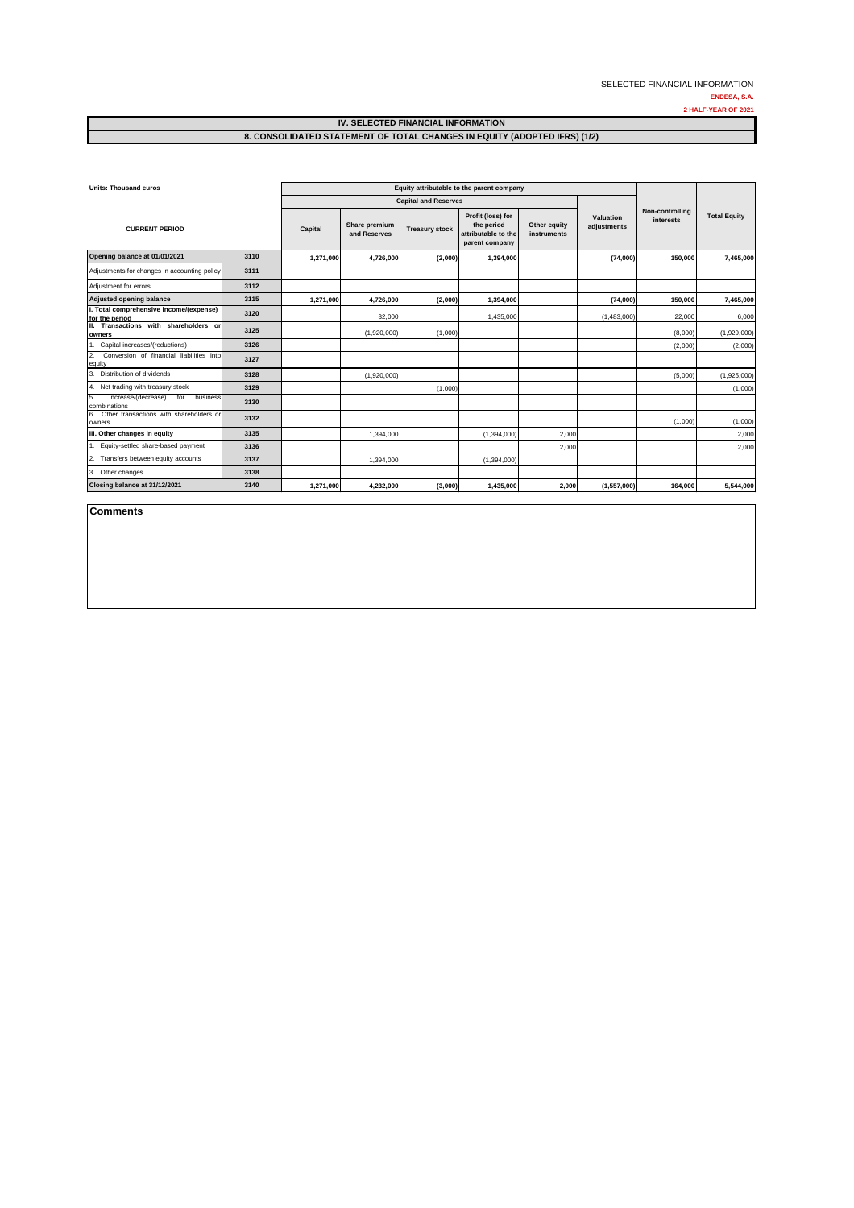SELECTED FINANCIAL INFORMATION

**ENDESA, S.A.**

**2 HALF-YEAR OF 2021**

## IV. SELECTED FINANCIAL INFORMATION

### 8. CONSOLIDATED STATEMENT OF TOTAL CHANGES IN EQUITY (ADOPTED IFRS) (1/2)

| Units: Thousand euros | | Equity attributable to the parent company | | | | | | | |
|---|---|---|---|---|---|---|---|---|---|
| | | Capital and Reserves | | | | | | | |
| CURRENT PERIOD | | Capital | Share premium and Reserves | Treasury stock | Profit (loss) for the period attributable to the parent company | Other equity instruments | Valuation adjustments | Non-controlling interests | Total Equity |
| **Opening balance at 01/01/2021** | 3110 | **1,271,000** | **4,726,000** | **(2,000)** | **1,394,000** | | **(74,000)** | **150,000** | **7,465,000** |
| Adjustments for changes in accounting policy | 3111 | | | | | | | | |
| Adjustment for errors | 3112 | | | | | | | | |
| **Adjusted opening balance** | 3115 | **1,271,000** | **4,726,000** | **(2,000)** | **1,394,000** | | **(74,000)** | **150,000** | **7,465,000** |
| **I. Total comprehensive income/(expense) for the period** | 3120 | | 32,000 | | 1,435,000 | | (1,483,000) | 22,000 | 6,000 |
| **II. Transactions with shareholders or owners** | 3125 | | (1,920,000) | (1,000) | | | | (8,000) | (1,929,000) |
| 1. Capital increases/(reductions) | 3126 | | | | | | | (2,000) | (2,000) |
| 2. Conversion of financial liabilities into equity | 3127 | | | | | | | | |
| 3. Distribution of dividends | 3128 | | (1,920,000) | | | | | (5,000) | (1,925,000) |
| 4. Net trading with treasury stock | 3129 | | | (1,000) | | | | | (1,000) |
| 5. Increase/(decrease) for business combinations | 3130 | | | | | | | | |
| 6. Other transactions with shareholders or owners | 3132 | | | | | | | (1,000) | (1,000) |
| **III. Other changes in equity** | 3135 | | 1,394,000 | | (1,394,000) | 2,000 | | | 2,000 |
| 1. Equity-settled share-based payment | 3136 | | | | | 2,000 | | | 2,000 |
| 2. Transfers between equity accounts | 3137 | | 1,394,000 | | (1,394,000) | | | | |
| 3. Other changes | 3138 | | | | | | | | |
| **Closing balance at 31/12/2021** | 3140 | **1,271,000** | **4,232,000** | **(3,000)** | **1,435,000** | **2,000** | **(1,557,000)** | **164,000** | **5,544,000** |

**Comments**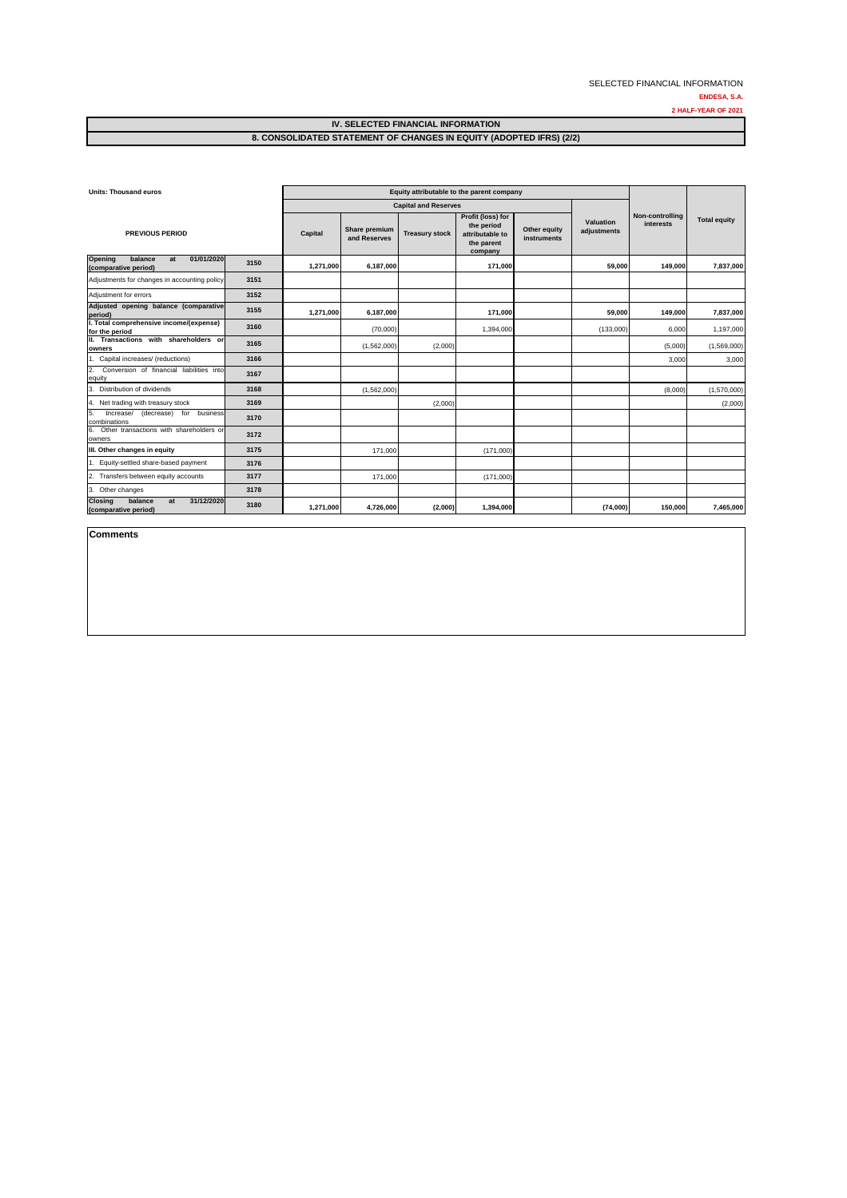SELECTED FINANCIAL INFORMATION

**ENDESA, S.A.**

**2 HALF-YEAR OF 2021**

## IV. SELECTED FINANCIAL INFORMATION

## 8. CONSOLIDATED STATEMENT OF CHANGES IN EQUITY (ADOPTED IFRS) (2/2)

| Units: Thousand euros | | Equity attributable to the parent company | | | | | | | | |
|---|---|---|---|---|---|---|---|---|---|---|
| | | Capital and Reserves | | | | | | | | |
| PREVIOUS PERIOD | | Capital | Share premium and Reserves | Treasury stock | Profit (loss) for the period attributable to the parent company | Other equity instruments | Valuation adjustments | Non-controlling interests | Total equity |
| **Opening balance at 01/01/2020 (comparative period)** | 3150 | 1,271,000 | 6,187,000 | | 171,000 | | 59,000 | 149,000 | 7,837,000 |
| Adjustments for changes in accounting policy | 3151 | | | | | | | | |
| Adjustment for errors | 3152 | | | | | | | | |
| **Adjusted opening balance (comparative period)** | 3155 | 1,271,000 | 6,187,000 | | 171,000 | | 59,000 | 149,000 | 7,837,000 |
| **I. Total comprehensive income/(expense) for the period** | 3160 | | (70,000) | | 1,394,000 | | (133,000) | 6,000 | 1,197,000 |
| **II. Transactions with shareholders or owners** | 3165 | | (1,562,000) | (2,000) | | | | (5,000) | (1,569,000) |
| 1. Capital increases/ (reductions) | 3166 | | | | | | | 3,000 | 3,000 |
| 2. Conversion of financial liabilities into equity | 3167 | | | | | | | | |
| 3. Distribution of dividends | 3168 | | (1,562,000) | | | | | (8,000) | (1,570,000) |
| 4. Net trading with treasury stock | 3169 | | | (2,000) | | | | | (2,000) |
| 5. Increase/ (decrease) for business combinations | 3170 | | | | | | | | |
| 6. Other transactions with shareholders or owners | 3172 | | | | | | | | |
| **III. Other changes in equity** | 3175 | | 171,000 | | (171,000) | | | | |
| 1. Equity-settled share-based payment | 3176 | | | | | | | | |
| 2. Transfers between equity accounts | 3177 | | 171,000 | | (171,000) | | | | |
| 3. Other changes | 3178 | | | | | | | | |
| **Closing balance at 31/12/2020 (comparative period)** | 3180 | 1,271,000 | 4,726,000 | (2,000) | 1,394,000 | | (74,000) | 150,000 | 7,465,000 |

**Comments**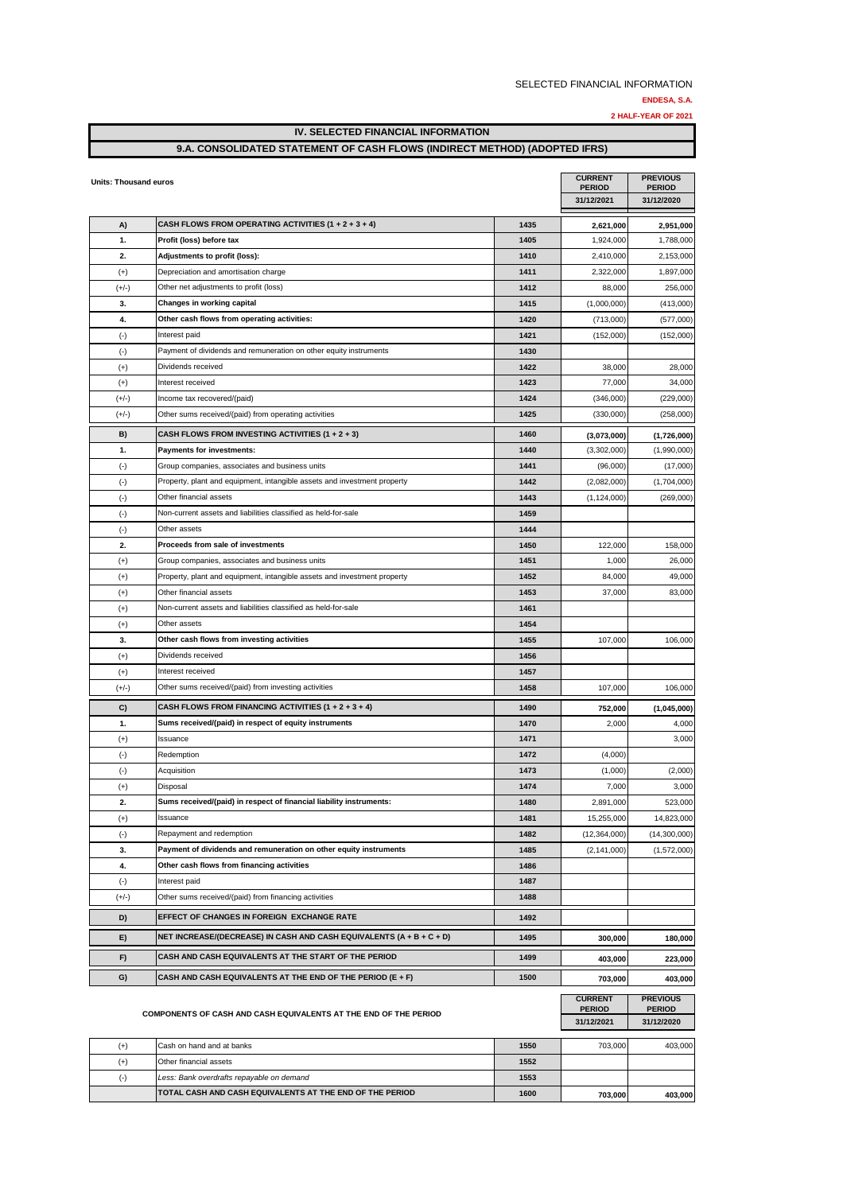SELECTED FINANCIAL INFORMATION

**ENDESA, S.A.**

**2 HALF-YEAR OF 2021**

## IV. SELECTED FINANCIAL INFORMATION

## 9.A. CONSOLIDATED STATEMENT OF CASH FLOWS (INDIRECT METHOD) (ADOPTED IFRS)

Units: Thousand euros

| | | | CURRENT PERIOD 31/12/2021 | PREVIOUS PERIOD 31/12/2020 |
|---|---|---|---|---|
| **A)** | **CASH FLOWS FROM OPERATING ACTIVITIES (1 + 2 + 3 + 4)** | 1435 | **2,621,000** | **2,951,000** |
| **1.** | **Profit (loss) before tax** | 1405 | 1,924,000 | 1,788,000 |
| **2.** | **Adjustments to profit (loss):** | 1410 | 2,410,000 | 2,153,000 |
| (+) | Depreciation and amortisation charge | 1411 | 2,322,000 | 1,897,000 |
| (+/-) | Other net adjustments to profit (loss) | 1412 | 88,000 | 256,000 |
| **3.** | **Changes in working capital** | 1415 | (1,000,000) | (413,000) |
| **4.** | **Other cash flows from operating activities:** | 1420 | (713,000) | (577,000) |
| (-) | Interest paid | 1421 | (152,000) | (152,000) |
| (-) | Payment of dividends and remuneration on other equity instruments | 1430 | | |
| (+) | Dividends received | 1422 | 38,000 | 28,000 |
| (+) | Interest received | 1423 | 77,000 | 34,000 |
| (+/-) | Income tax recovered/(paid) | 1424 | (346,000) | (229,000) |
| (+/-) | Other sums received/(paid) from operating activities | 1425 | (330,000) | (258,000) |
| **B)** | **CASH FLOWS FROM INVESTING ACTIVITIES (1 + 2 + 3)** | 1460 | **(3,073,000)** | **(1,726,000)** |
| **1.** | **Payments for investments:** | 1440 | (3,302,000) | (1,990,000) |
| (-) | Group companies, associates and business units | 1441 | (96,000) | (17,000) |
| (-) | Property, plant and equipment, intangible assets and investment property | 1442 | (2,082,000) | (1,704,000) |
| (-) | Other financial assets | 1443 | (1,124,000) | (269,000) |
| (-) | Non-current assets and liabilities classified as held-for-sale | 1459 | | |
| (-) | Other assets | 1444 | | |
| **2.** | **Proceeds from sale of investments** | 1450 | 122,000 | 158,000 |
| (+) | Group companies, associates and business units | 1451 | 1,000 | 26,000 |
| (+) | Property, plant and equipment, intangible assets and investment property | 1452 | 84,000 | 49,000 |
| (+) | Other financial assets | 1453 | 37,000 | 83,000 |
| (+) | Non-current assets and liabilities classified as held-for-sale | 1461 | | |
| (+) | Other assets | 1454 | | |
| **3.** | **Other cash flows from investing activities** | 1455 | 107,000 | 106,000 |
| (+) | Dividends received | 1456 | | |
| (+) | Interest received | 1457 | | |
| (+/-) | Other sums received/(paid) from investing activities | 1458 | 107,000 | 106,000 |
| **C)** | **CASH FLOWS FROM FINANCING ACTIVITIES (1 + 2 + 3 + 4)** | 1490 | **752,000** | **(1,045,000)** |
| **1.** | **Sums received/(paid) in respect of equity instruments** | 1470 | 2,000 | 4,000 |
| (+) | Issuance | 1471 | | 3,000 |
| (-) | Redemption | 1472 | (4,000) | |
| (-) | Acquisition | 1473 | (1,000) | (2,000) |
| (+) | Disposal | 1474 | 7,000 | 3,000 |
| **2.** | **Sums received/(paid) in respect of financial liability instruments:** | 1480 | 2,891,000 | 523,000 |
| (+) | Issuance | 1481 | 15,255,000 | 14,823,000 |
| (-) | Repayment and redemption | 1482 | (12,364,000) | (14,300,000) |
| **3.** | **Payment of dividends and remuneration on other equity instruments** | 1485 | (2,141,000) | (1,572,000) |
| **4.** | **Other cash flows from financing activities** | 1486 | | |
| (-) | Interest paid | 1487 | | |
| (+/-) | Other sums received/(paid) from financing activities | 1488 | | |
| **D)** | **EFFECT OF CHANGES IN FOREIGN EXCHANGE RATE** | 1492 | | |
| **E)** | **NET INCREASE/(DECREASE) IN CASH AND CASH EQUIVALENTS (A + B + C + D)** | 1495 | **300,000** | **180,000** |
| **F)** | **CASH AND CASH EQUIVALENTS AT THE START OF THE PERIOD** | 1499 | **403,000** | **223,000** |
| **G)** | **CASH AND CASH EQUIVALENTS AT THE END OF THE PERIOD (E + F)** | 1500 | **703,000** | **403,000** |

| COMPONENTS OF CASH AND CASH EQUIVALENTS AT THE END OF THE PERIOD | | | CURRENT PERIOD 31/12/2021 | PREVIOUS PERIOD 31/12/2020 |
|---|---|---|---|---|
| (+) | Cash on hand and at banks | 1550 | 703,000 | 403,000 |
| (+) | Other financial assets | 1552 | | |
| (-) | *Less: Bank overdrafts repayable on demand* | 1553 | | |
| | **TOTAL CASH AND CASH EQUIVALENTS AT THE END OF THE PERIOD** | 1600 | **703,000** | **403,000** |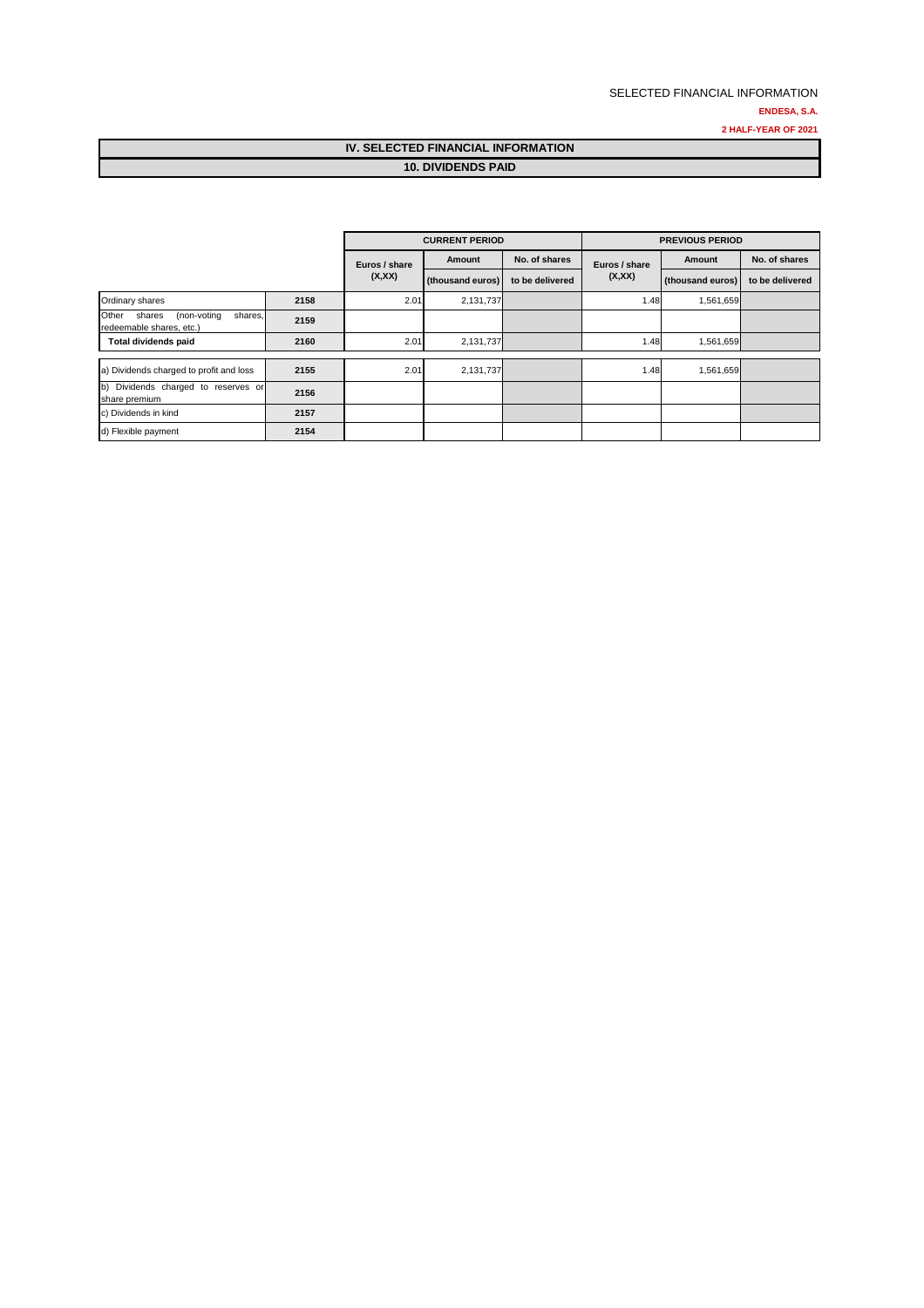SELECTED FINANCIAL INFORMATION

**ENDESA, S.A.**

**2 HALF-YEAR OF 2021**

# IV. SELECTED FINANCIAL INFORMATION

## 10. DIVIDENDS PAID

| | | CURRENT PERIOD | | | PREVIOUS PERIOD | | |
|---|---|---|---|---|---|---|---|
| | | Euros / share (X,XX) | Amount (thousand euros) | No. of shares to be delivered | Euros / share (X,XX) | Amount (thousand euros) | No. of shares to be delivered |
| Ordinary shares | 2158 | 2.01 | 2,131,737 | | 1.48 | 1,561,659 | |
| Other shares (non-voting shares, redeemable shares, etc.) | 2159 | | | | | | |
| **Total dividends paid** | **2160** | 2.01 | 2,131,737 | | 1.48 | 1,561,659 | |
| a) Dividends charged to profit and loss | 2155 | 2.01 | 2,131,737 | | 1.48 | 1,561,659 | |
| b) Dividends charged to reserves or share premium | 2156 | | | | | | |
| c) Dividends in kind | 2157 | | | | | | |
| d) Flexible payment | 2154 | | | | | | |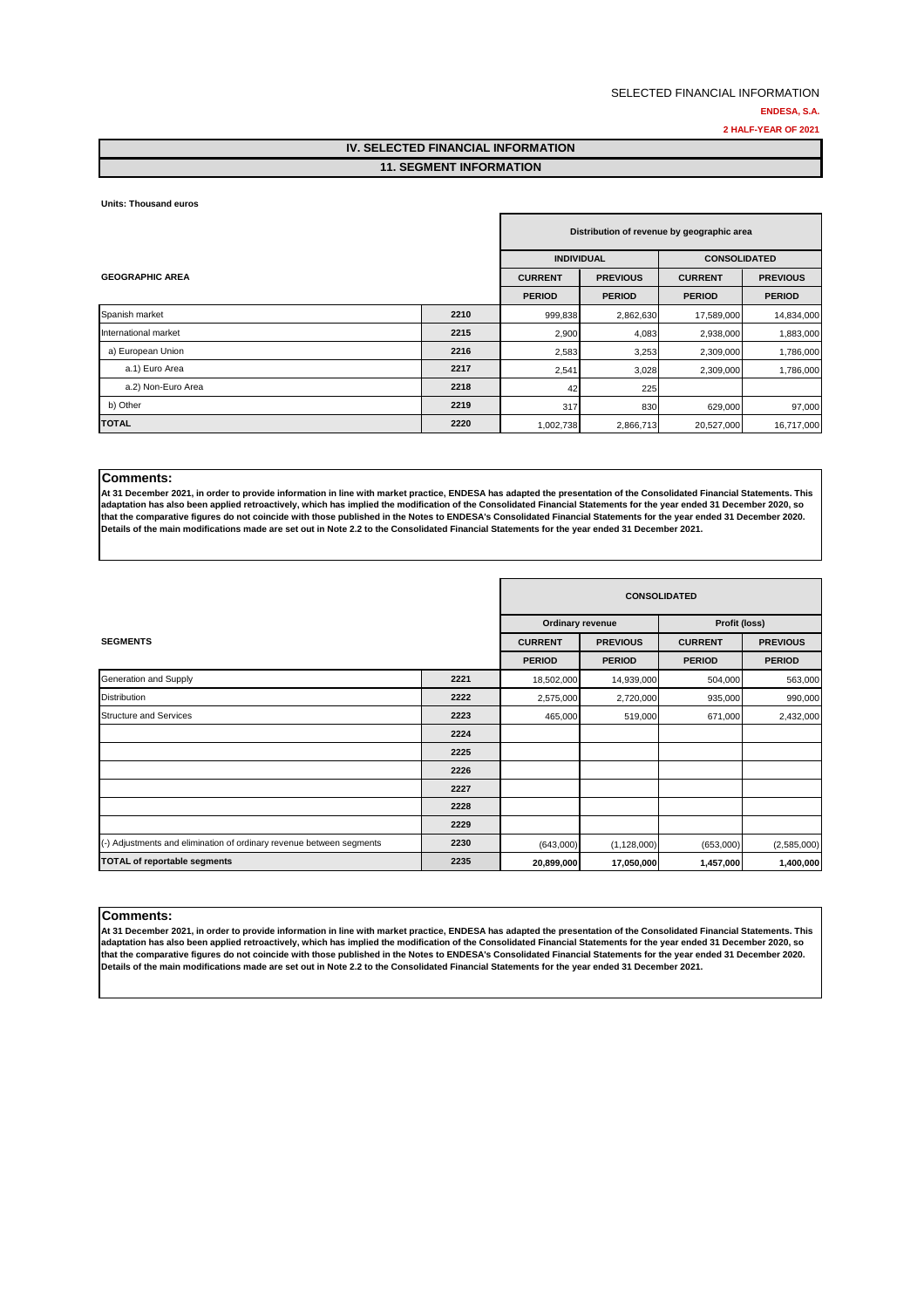SELECTED FINANCIAL INFORMATION

**ENDESA, S.A.**

**2 HALF-YEAR OF 2021**

## IV. SELECTED FINANCIAL INFORMATION

## 11. SEGMENT INFORMATION

**Units: Thousand euros**

| GEOGRAPHIC AREA | | Distribution of revenue by geographic area | | | |
|---|---|---|---|---|---|
| | | INDIVIDUAL | | CONSOLIDATED | |
| | | CURRENT PERIOD | PREVIOUS PERIOD | CURRENT PERIOD | PREVIOUS PERIOD |
| Spanish market | 2210 | 999,838 | 2,862,630 | 17,589,000 | 14,834,000 |
| International market | 2215 | 2,900 | 4,083 | 2,938,000 | 1,883,000 |
| a) European Union | 2216 | 2,583 | 3,253 | 2,309,000 | 1,786,000 |
| a.1) Euro Area | 2217 | 2,541 | 3,028 | 2,309,000 | 1,786,000 |
| a.2) Non-Euro Area | 2218 | 42 | 225 | | |
| b) Other | 2219 | 317 | 830 | 629,000 | 97,000 |
| **TOTAL** | 2220 | 1,002,738 | 2,866,713 | 20,527,000 | 16,717,000 |

**Comments:**

**At 31 December 2021, in order to provide information in line with market practice, ENDESA has adapted the presentation of the Consolidated Financial Statements. This adaptation has also been applied retroactively, which has implied the modification of the Consolidated Financial Statements for the year ended 31 December 2020, so that the comparative figures do not coincide with those published in the Notes to ENDESA's Consolidated Financial Statements for the year ended 31 December 2020. Details of the main modifications made are set out in Note 2.2 to the Consolidated Financial Statements for the year ended 31 December 2021.**

| SEGMENTS | | CONSOLIDATED | | | |
|---|---|---|---|---|---|
| | | Ordinary revenue | | Profit (loss) | |
| | | CURRENT PERIOD | PREVIOUS PERIOD | CURRENT PERIOD | PREVIOUS PERIOD |
| Generation and Supply | 2221 | 18,502,000 | 14,939,000 | 504,000 | 563,000 |
| Distribution | 2222 | 2,575,000 | 2,720,000 | 935,000 | 990,000 |
| Structure and Services | 2223 | 465,000 | 519,000 | 671,000 | 2,432,000 |
| | 2224 | | | | |
| | 2225 | | | | |
| | 2226 | | | | |
| | 2227 | | | | |
| | 2228 | | | | |
| | 2229 | | | | |
| (-) Adjustments and elimination of ordinary revenue between segments | 2230 | (643,000) | (1,128,000) | (653,000) | (2,585,000) |
| **TOTAL of reportable segments** | 2235 | **20,899,000** | **17,050,000** | **1,457,000** | **1,400,000** |

**Comments:**

**At 31 December 2021, in order to provide information in line with market practice, ENDESA has adapted the presentation of the Consolidated Financial Statements. This adaptation has also been applied retroactively, which has implied the modification of the Consolidated Financial Statements for the year ended 31 December 2020, so that the comparative figures do not coincide with those published in the Notes to ENDESA's Consolidated Financial Statements for the year ended 31 December 2020. Details of the main modifications made are set out in Note 2.2 to the Consolidated Financial Statements for the year ended 31 December 2021.**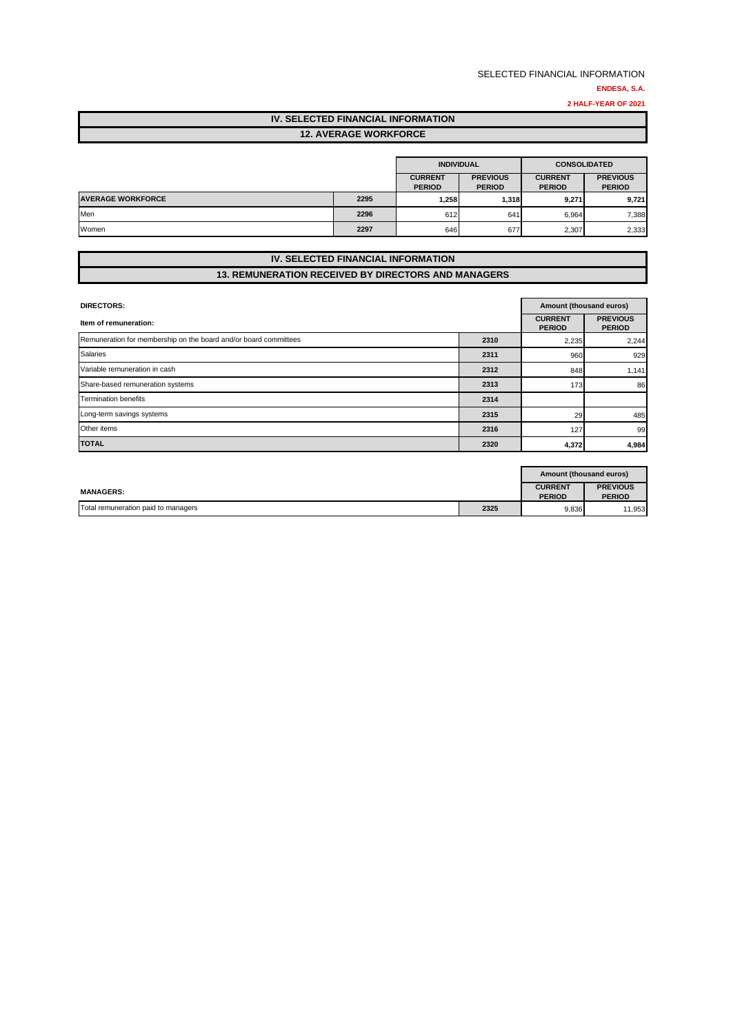SELECTED FINANCIAL INFORMATION

**ENDESA, S.A.**

**2 HALF-YEAR OF 2021**

# IV. SELECTED FINANCIAL INFORMATION

## 12. AVERAGE WORKFORCE

| | | INDIVIDUAL | | CONSOLIDATED | |
|---|---|---|---|---|---|
| | | CURRENT PERIOD | PREVIOUS PERIOD | CURRENT PERIOD | PREVIOUS PERIOD |
| **AVERAGE WORKFORCE** | 2295 | **1,258** | **1,318** | **9,271** | **9,721** |
| Men | 2296 | 612 | 641 | 6,964 | 7,388 |
| Women | 2297 | 646 | 677 | 2,307 | 2,333 |

# IV. SELECTED FINANCIAL INFORMATION

## 13. REMUNERATION RECEIVED BY DIRECTORS AND MANAGERS

| DIRECTORS: | | Amount (thousand euros) | |
|---|---|---|---|
| Item of remuneration: | | CURRENT PERIOD | PREVIOUS PERIOD |
| Remuneration for membership on the board and/or board committees | 2310 | 2,235 | 2,244 |
| Salaries | 2311 | 960 | 929 |
| Variable remuneration in cash | 2312 | 848 | 1,141 |
| Share-based remuneration systems | 2313 | 173 | 86 |
| Termination benefits | 2314 | | |
| Long-term savings systems | 2315 | 29 | 485 |
| Other items | 2316 | 127 | 99 |
| **TOTAL** | 2320 | **4,372** | **4,984** |

| MANAGERS: | | Amount (thousand euros) | |
|---|---|---|---|
| | | CURRENT PERIOD | PREVIOUS PERIOD |
| Total remuneration paid to managers | 2325 | 9,836 | 11,953 |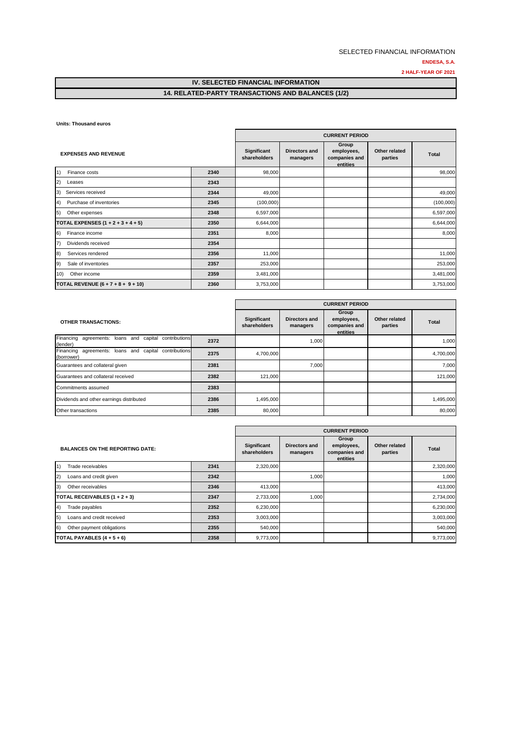SELECTED FINANCIAL INFORMATION

**ENDESA, S.A.**

**2 HALF-YEAR OF 2021**

## IV. SELECTED FINANCIAL INFORMATION

## 14. RELATED-PARTY TRANSACTIONS AND BALANCES (1/2)

**Units: Thousand euros**

| EXPENSES AND REVENUE | | CURRENT PERIOD | | | | |
|---|---|---|---|---|---|---|
| | | Significant shareholders | Directors and managers | Group employees, companies and entities | Other related parties | Total |
| 1) Finance costs | 2340 | 98,000 | | | | 98,000 |
| 2) Leases | 2343 | | | | | |
| 3) Services received | 2344 | 49,000 | | | | 49,000 |
| 4) Purchase of inventories | 2345 | (100,000) | | | | (100,000) |
| 5) Other expenses | 2348 | 6,597,000 | | | | 6,597,000 |
| **TOTAL EXPENSES (1 + 2 + 3 + 4 + 5)** | 2350 | 6,644,000 | | | | 6,644,000 |
| 6) Finance income | 2351 | 8,000 | | | | 8,000 |
| 7) Dividends received | 2354 | | | | | |
| 8) Services rendered | 2356 | 11,000 | | | | 11,000 |
| 9) Sale of inventories | 2357 | 253,000 | | | | 253,000 |
| 10) Other income | 2359 | 3,481,000 | | | | 3,481,000 |
| **TOTAL REVENUE (6 + 7 + 8 + 9 + 10)** | 2360 | 3,753,000 | | | | 3,753,000 |

| OTHER TRANSACTIONS: | | CURRENT PERIOD | | | | |
|---|---|---|---|---|---|---|
| | | Significant shareholders | Directors and managers | Group employees, companies and entities | Other related parties | Total |
| Financing agreements: loans and capital contributions (lender) | 2372 | | 1,000 | | | 1,000 |
| Financing agreements: loans and capital contributions (borrower) | 2375 | 4,700,000 | | | | 4,700,000 |
| Guarantees and collateral given | 2381 | | 7,000 | | | 7,000 |
| Guarantees and collateral received | 2382 | 121,000 | | | | 121,000 |
| Commitments assumed | 2383 | | | | | |
| Dividends and other earnings distributed | 2386 | 1,495,000 | | | | 1,495,000 |
| Other transactions | 2385 | 80,000 | | | | 80,000 |

| BALANCES ON THE REPORTING DATE: | | CURRENT PERIOD | | | | |
|---|---|---|---|---|---|---|
| | | Significant shareholders | Directors and managers | Group employees, companies and entities | Other related parties | Total |
| 1) Trade receivables | 2341 | 2,320,000 | | | | 2,320,000 |
| 2) Loans and credit given | 2342 | | 1,000 | | | 1,000 |
| 3) Other receivables | 2346 | 413,000 | | | | 413,000 |
| **TOTAL RECEIVABLES (1 + 2 + 3)** | 2347 | 2,733,000 | 1,000 | | | 2,734,000 |
| 4) Trade payables | 2352 | 6,230,000 | | | | 6,230,000 |
| 5) Loans and credit received | 2353 | 3,003,000 | | | | 3,003,000 |
| 6) Other payment obligations | 2355 | 540,000 | | | | 540,000 |
| **TOTAL PAYABLES (4 + 5 + 6)** | 2358 | 9,773,000 | | | | 9,773,000 |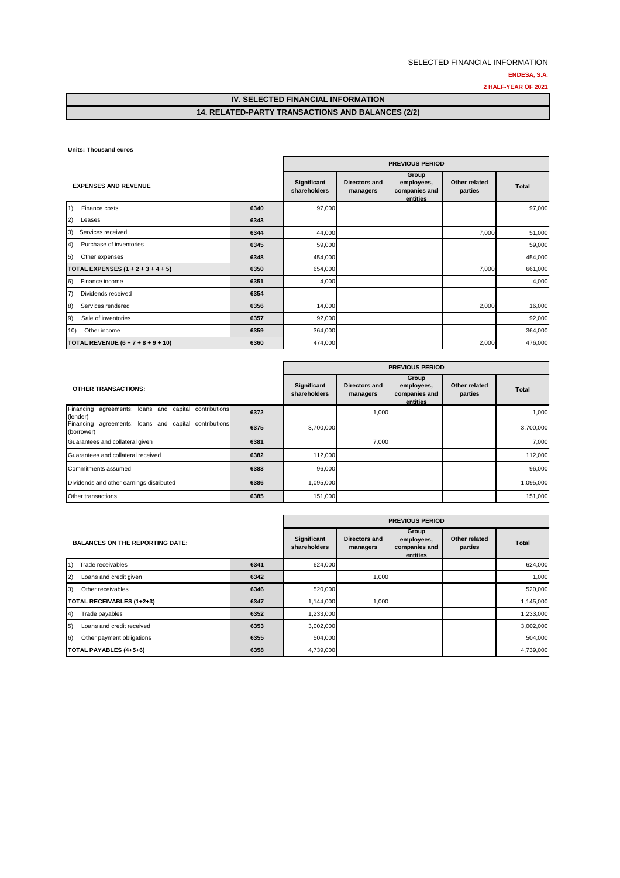SELECTED FINANCIAL INFORMATION

**ENDESA, S.A.**

**2 HALF-YEAR OF 2021**

## IV. SELECTED FINANCIAL INFORMATION

## 14. RELATED-PARTY TRANSACTIONS AND BALANCES (2/2)

**Units: Thousand euros**

| EXPENSES AND REVENUE | | PREVIOUS PERIOD | | | | |
|---|---|---|---|---|---|---|
| | | Significant shareholders | Directors and managers | Group employees, companies and entities | Other related parties | Total |
| 1) Finance costs | 6340 | 97,000 | | | | 97,000 |
| 2) Leases | 6343 | | | | | |
| 3) Services received | 6344 | 44,000 | | | 7,000 | 51,000 |
| 4) Purchase of inventories | 6345 | 59,000 | | | | 59,000 |
| 5) Other expenses | 6348 | 454,000 | | | | 454,000 |
| **TOTAL EXPENSES (1 + 2 + 3 + 4 + 5)** | 6350 | 654,000 | | | 7,000 | 661,000 |
| 6) Finance income | 6351 | 4,000 | | | | 4,000 |
| 7) Dividends received | 6354 | | | | | |
| 8) Services rendered | 6356 | 14,000 | | | 2,000 | 16,000 |
| 9) Sale of inventories | 6357 | 92,000 | | | | 92,000 |
| 10) Other income | 6359 | 364,000 | | | | 364,000 |
| **TOTAL REVENUE (6 + 7 + 8 + 9 + 10)** | 6360 | 474,000 | | | 2,000 | 476,000 |

| OTHER TRANSACTIONS: | | PREVIOUS PERIOD | | | | |
|---|---|---|---|---|---|---|
| | | Significant shareholders | Directors and managers | Group employees, companies and entities | Other related parties | Total |
| Financing agreements: loans and capital contributions (lender) | 6372 | | 1,000 | | | 1,000 |
| Financing agreements: loans and capital contributions (borrower) | 6375 | 3,700,000 | | | | 3,700,000 |
| Guarantees and collateral given | 6381 | | 7,000 | | | 7,000 |
| Guarantees and collateral received | 6382 | 112,000 | | | | 112,000 |
| Commitments assumed | 6383 | 96,000 | | | | 96,000 |
| Dividends and other earnings distributed | 6386 | 1,095,000 | | | | 1,095,000 |
| Other transactions | 6385 | 151,000 | | | | 151,000 |

| BALANCES ON THE REPORTING DATE: | | PREVIOUS PERIOD | | | | |
|---|---|---|---|---|---|---|
| | | Significant shareholders | Directors and managers | Group employees, companies and entities | Other related parties | Total |
| 1) Trade receivables | 6341 | 624,000 | | | | 624,000 |
| 2) Loans and credit given | 6342 | | 1,000 | | | 1,000 |
| 3) Other receivables | 6346 | 520,000 | | | | 520,000 |
| **TOTAL RECEIVABLES (1+2+3)** | 6347 | 1,144,000 | 1,000 | | | 1,145,000 |
| 4) Trade payables | 6352 | 1,233,000 | | | | 1,233,000 |
| 5) Loans and credit received | 6353 | 3,002,000 | | | | 3,002,000 |
| 6) Other payment obligations | 6355 | 504,000 | | | | 504,000 |
| **TOTAL PAYABLES (4+5+6)** | 6358 | 4,739,000 | | | | 4,739,000 |